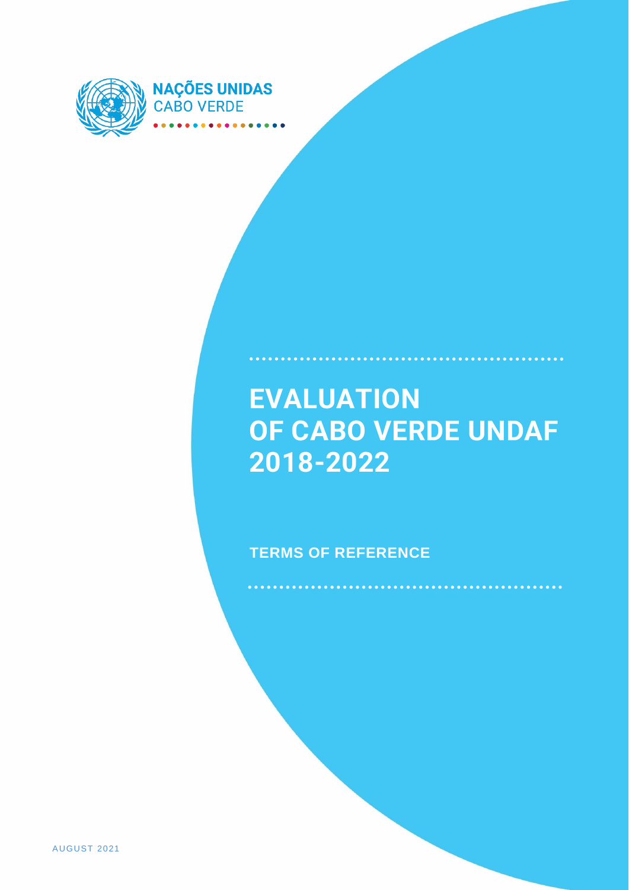NAÇÕES UNIDAS
CABO VERDE

# EVALUATION OF CABO VERDE UNDAF 2018-2022

**TERMS OF REFERENCE**

AUGUST 2021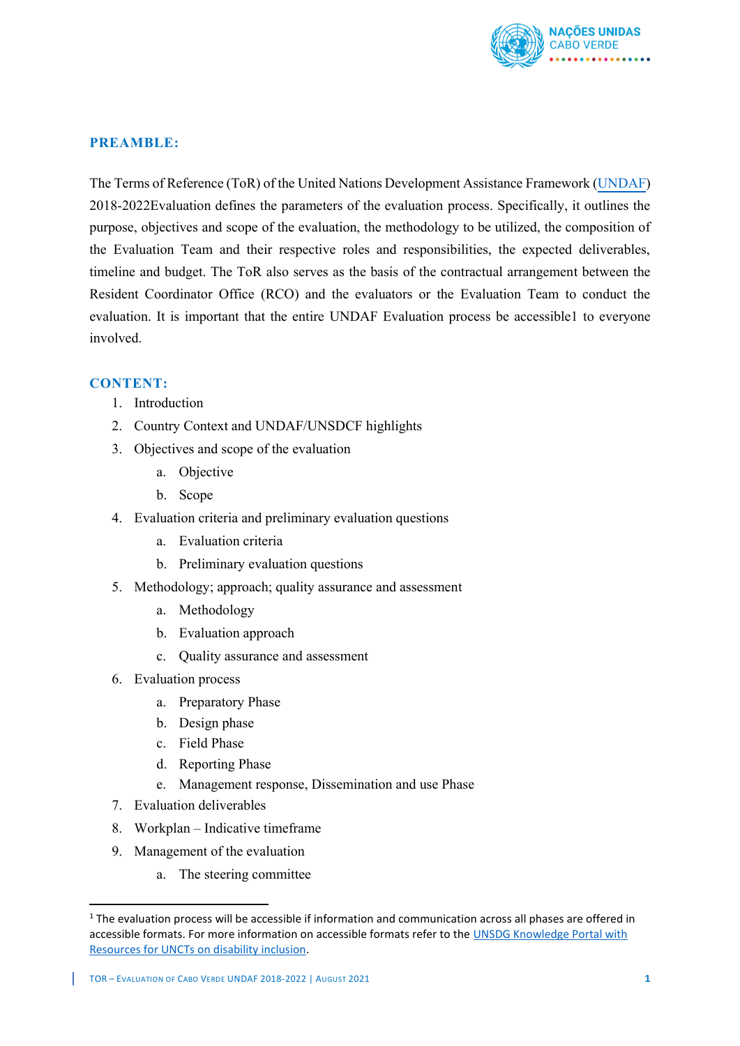## PREAMBLE:

The Terms of Reference (ToR) of the United Nations Development Assistance Framework (UNDAF) 2018-2022Evaluation defines the parameters of the evaluation process. Specifically, it outlines the purpose, objectives and scope of the evaluation, the methodology to be utilized, the composition of the Evaluation Team and their respective roles and responsibilities, the expected deliverables, timeline and budget. The ToR also serves as the basis of the contractual arrangement between the Resident Coordinator Office (RCO) and the evaluators or the Evaluation Team to conduct the evaluation. It is important that the entire UNDAF Evaluation process be accessible[1] to everyone involved.

## CONTENT:

1. Introduction
2. Country Context and UNDAF/UNSDCF highlights
3. Objectives and scope of the evaluation
   a. Objective
   b. Scope
4. Evaluation criteria and preliminary evaluation questions
   a. Evaluation criteria
   b. Preliminary evaluation questions
5. Methodology; approach; quality assurance and assessment
   a. Methodology
   b. Evaluation approach
   c. Quality assurance and assessment
6. Evaluation process
   a. Preparatory Phase
   b. Design phase
   c. Field Phase
   d. Reporting Phase
   e. Management response, Dissemination and use Phase
7. Evaluation deliverables
8. Workplan – Indicative timeframe
9. Management of the evaluation
   a. The steering committee

---

[1] The evaluation process will be accessible if information and communication across all phases are offered in accessible formats. For more information on accessible formats refer to the UNSDG Knowledge Portal with Resources for UNCTs on disability inclusion.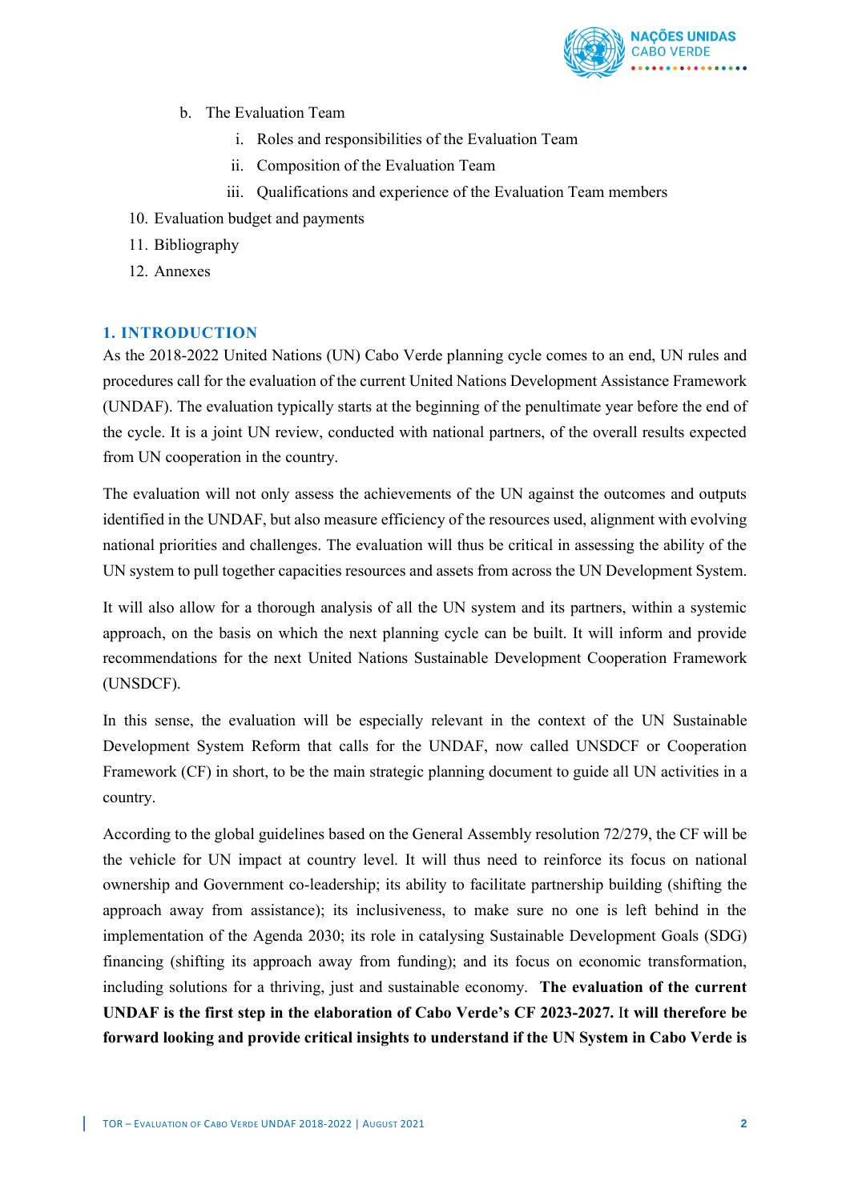b. The Evaluation Team
      i. Roles and responsibilities of the Evaluation Team
      ii. Composition of the Evaluation Team
      iii. Qualifications and experience of the Evaluation Team members
10. Evaluation budget and payments
11. Bibliography
12. Annexes

## 1. INTRODUCTION

As the 2018-2022 United Nations (UN) Cabo Verde planning cycle comes to an end, UN rules and procedures call for the evaluation of the current United Nations Development Assistance Framework (UNDAF). The evaluation typically starts at the beginning of the penultimate year before the end of the cycle. It is a joint UN review, conducted with national partners, of the overall results expected from UN cooperation in the country.

The evaluation will not only assess the achievements of the UN against the outcomes and outputs identified in the UNDAF, but also measure efficiency of the resources used, alignment with evolving national priorities and challenges. The evaluation will thus be critical in assessing the ability of the UN system to pull together capacities resources and assets from across the UN Development System.

It will also allow for a thorough analysis of all the UN system and its partners, within a systemic approach, on the basis on which the next planning cycle can be built. It will inform and provide recommendations for the next United Nations Sustainable Development Cooperation Framework (UNSDCF).

In this sense, the evaluation will be especially relevant in the context of the UN Sustainable Development System Reform that calls for the UNDAF, now called UNSDCF or Cooperation Framework (CF) in short, to be the main strategic planning document to guide all UN activities in a country.

According to the global guidelines based on the General Assembly resolution 72/279, the CF will be the vehicle for UN impact at country level. It will thus need to reinforce its focus on national ownership and Government co-leadership; its ability to facilitate partnership building (shifting the approach away from assistance); its inclusiveness, to make sure no one is left behind in the implementation of the Agenda 2030; its role in catalysing Sustainable Development Goals (SDG) financing (shifting its approach away from funding); and its focus on economic transformation, including solutions for a thriving, just and sustainable economy. **The evaluation of the current UNDAF is the first step in the elaboration of Cabo Verde's CF 2023-2027. It will therefore be forward looking and provide critical insights to understand if the UN System in Cabo Verde is**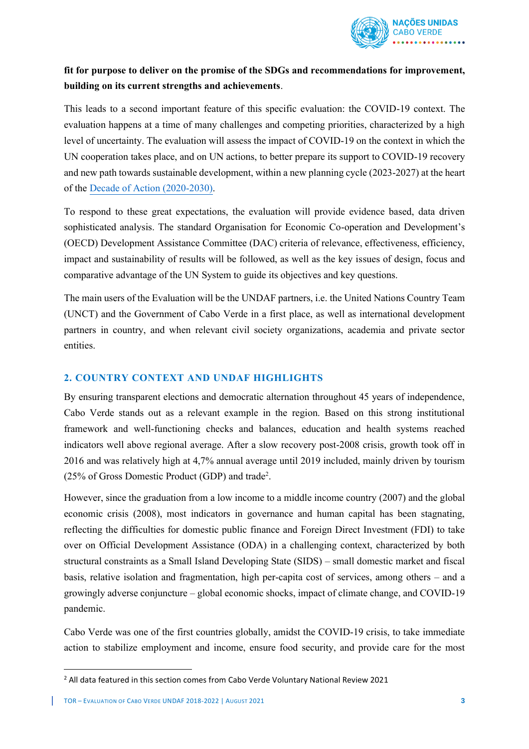**fit for purpose to deliver on the promise of the SDGs and recommendations for improvement, building on its current strengths and achievements**.

This leads to a second important feature of this specific evaluation: the COVID-19 context. The evaluation happens at a time of many challenges and competing priorities, characterized by a high level of uncertainty. The evaluation will assess the impact of COVID-19 on the context in which the UN cooperation takes place, and on UN actions, to better prepare its support to COVID-19 recovery and new path towards sustainable development, within a new planning cycle (2023-2027) at the heart of the Decade of Action (2020-2030).

To respond to these great expectations, the evaluation will provide evidence based, data driven sophisticated analysis. The standard Organisation for Economic Co-operation and Development's (OECD) Development Assistance Committee (DAC) criteria of relevance, effectiveness, efficiency, impact and sustainability of results will be followed, as well as the key issues of design, focus and comparative advantage of the UN System to guide its objectives and key questions.

The main users of the Evaluation will be the UNDAF partners, i.e. the United Nations Country Team (UNCT) and the Government of Cabo Verde in a first place, as well as international development partners in country, and when relevant civil society organizations, academia and private sector entities.

## 2. COUNTRY CONTEXT AND UNDAF HIGHLIGHTS

By ensuring transparent elections and democratic alternation throughout 45 years of independence, Cabo Verde stands out as a relevant example in the region. Based on this strong institutional framework and well-functioning checks and balances, education and health systems reached indicators well above regional average. After a slow recovery post-2008 crisis, growth took off in 2016 and was relatively high at 4,7% annual average until 2019 included, mainly driven by tourism (25% of Gross Domestic Product (GDP) and trade[2].

However, since the graduation from a low income to a middle income country (2007) and the global economic crisis (2008), most indicators in governance and human capital has been stagnating, reflecting the difficulties for domestic public finance and Foreign Direct Investment (FDI) to take over on Official Development Assistance (ODA) in a challenging context, characterized by both structural constraints as a Small Island Developing State (SIDS) – small domestic market and fiscal basis, relative isolation and fragmentation, high per-capita cost of services, among others – and a growingly adverse conjuncture – global economic shocks, impact of climate change, and COVID-19 pandemic.

Cabo Verde was one of the first countries globally, amidst the COVID-19 crisis, to take immediate action to stabilize employment and income, ensure food security, and provide care for the most

[2] All data featured in this section comes from Cabo Verde Voluntary National Review 2021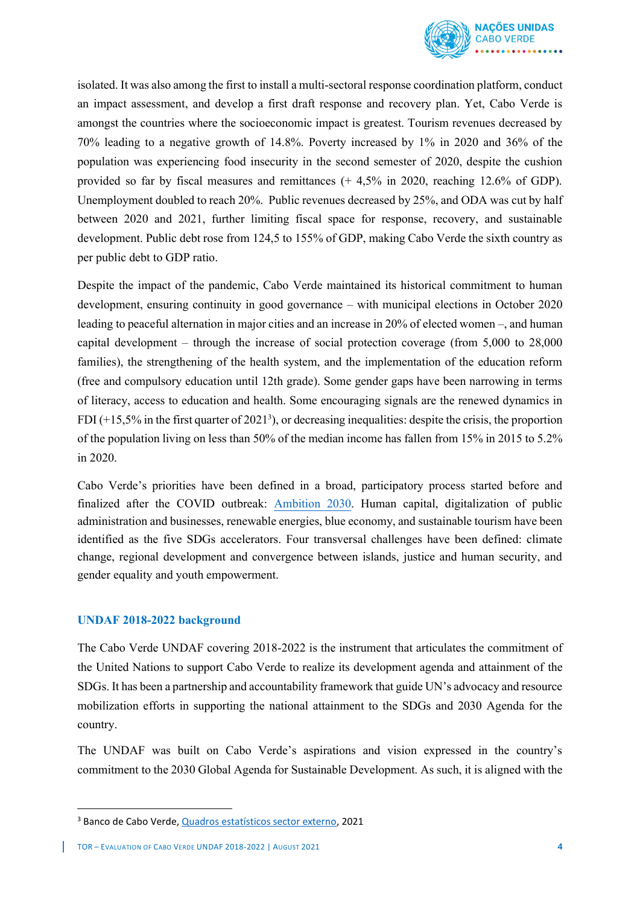isolated. It was also among the first to install a multi-sectoral response coordination platform, conduct an impact assessment, and develop a first draft response and recovery plan. Yet, Cabo Verde is amongst the countries where the socioeconomic impact is greatest. Tourism revenues decreased by 70% leading to a negative growth of 14.8%. Poverty increased by 1% in 2020 and 36% of the population was experiencing food insecurity in the second semester of 2020, despite the cushion provided so far by fiscal measures and remittances (+ 4,5% in 2020, reaching 12.6% of GDP). Unemployment doubled to reach 20%. Public revenues decreased by 25%, and ODA was cut by half between 2020 and 2021, further limiting fiscal space for response, recovery, and sustainable development. Public debt rose from 124,5 to 155% of GDP, making Cabo Verde the sixth country as per public debt to GDP ratio.

Despite the impact of the pandemic, Cabo Verde maintained its historical commitment to human development, ensuring continuity in good governance – with municipal elections in October 2020 leading to peaceful alternation in major cities and an increase in 20% of elected women –, and human capital development – through the increase of social protection coverage (from 5,000 to 28,000 families), the strengthening of the health system, and the implementation of the education reform (free and compulsory education until 12th grade). Some gender gaps have been narrowing in terms of literacy, access to education and health. Some encouraging signals are the renewed dynamics in FDI (+15,5% in the first quarter of 2021[3]), or decreasing inequalities: despite the crisis, the proportion of the population living on less than 50% of the median income has fallen from 15% in 2015 to 5.2% in 2020.

Cabo Verde's priorities have been defined in a broad, participatory process started before and finalized after the COVID outbreak: Ambition 2030. Human capital, digitalization of public administration and businesses, renewable energies, blue economy, and sustainable tourism have been identified as the five SDGs accelerators. Four transversal challenges have been defined: climate change, regional development and convergence between islands, justice and human security, and gender equality and youth empowerment.

### UNDAF 2018-2022 background

The Cabo Verde UNDAF covering 2018-2022 is the instrument that articulates the commitment of the United Nations to support Cabo Verde to realize its development agenda and attainment of the SDGs. It has been a partnership and accountability framework that guide UN's advocacy and resource mobilization efforts in supporting the national attainment to the SDGs and 2030 Agenda for the country.

The UNDAF was built on Cabo Verde's aspirations and vision expressed in the country's commitment to the 2030 Global Agenda for Sustainable Development. As such, it is aligned with the

---

[3] Banco de Cabo Verde, Quadros estatísticos sector externo, 2021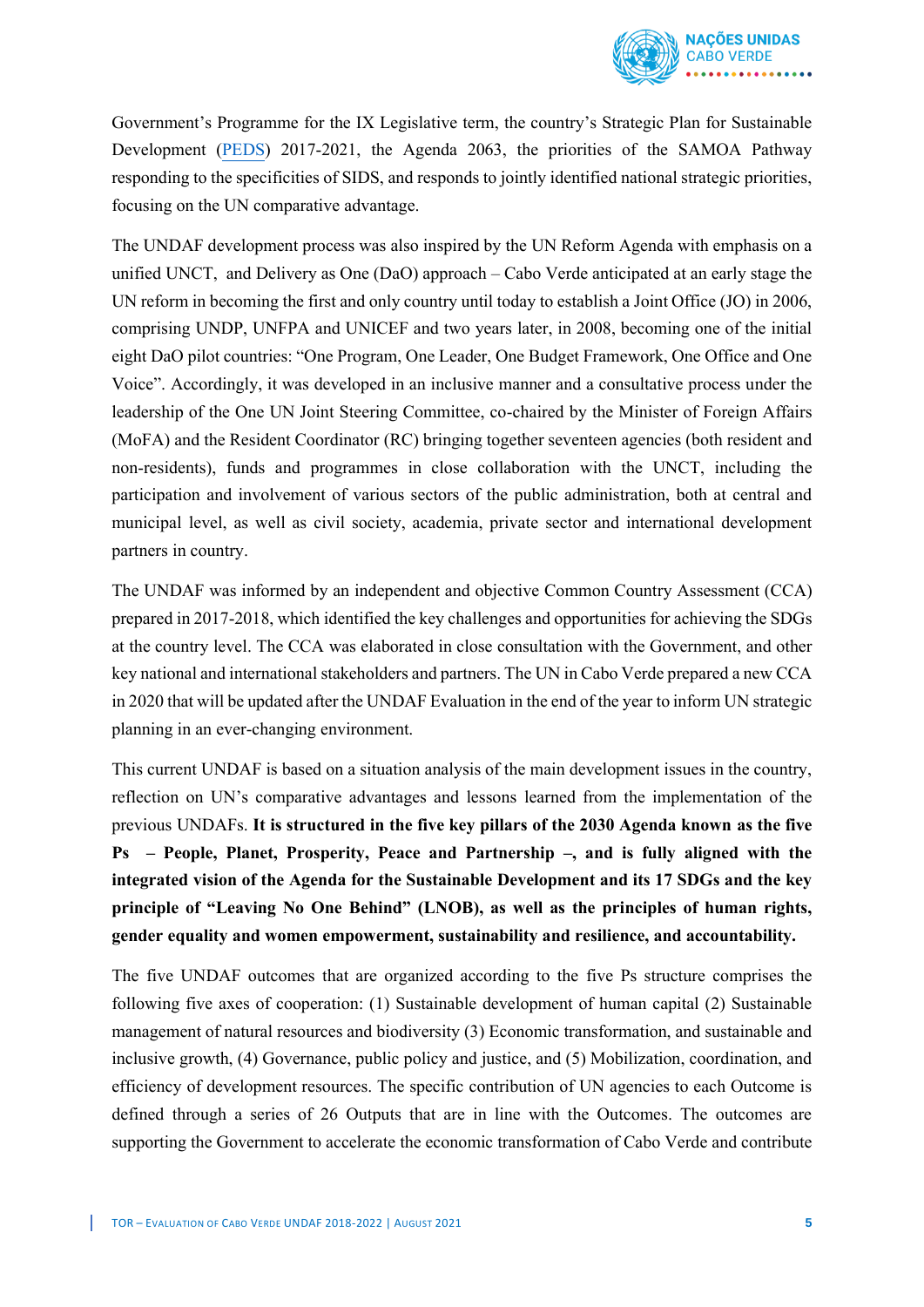Government's Programme for the IX Legislative term, the country's Strategic Plan for Sustainable Development (PEDS) 2017-2021, the Agenda 2063, the priorities of the SAMOA Pathway responding to the specificities of SIDS, and responds to jointly identified national strategic priorities, focusing on the UN comparative advantage.

The UNDAF development process was also inspired by the UN Reform Agenda with emphasis on a unified UNCT, and Delivery as One (DaO) approach – Cabo Verde anticipated at an early stage the UN reform in becoming the first and only country until today to establish a Joint Office (JO) in 2006, comprising UNDP, UNFPA and UNICEF and two years later, in 2008, becoming one of the initial eight DaO pilot countries: "One Program, One Leader, One Budget Framework, One Office and One Voice". Accordingly, it was developed in an inclusive manner and a consultative process under the leadership of the One UN Joint Steering Committee, co-chaired by the Minister of Foreign Affairs (MoFA) and the Resident Coordinator (RC) bringing together seventeen agencies (both resident and non-residents), funds and programmes in close collaboration with the UNCT, including the participation and involvement of various sectors of the public administration, both at central and municipal level, as well as civil society, academia, private sector and international development partners in country.

The UNDAF was informed by an independent and objective Common Country Assessment (CCA) prepared in 2017-2018, which identified the key challenges and opportunities for achieving the SDGs at the country level. The CCA was elaborated in close consultation with the Government, and other key national and international stakeholders and partners. The UN in Cabo Verde prepared a new CCA in 2020 that will be updated after the UNDAF Evaluation in the end of the year to inform UN strategic planning in an ever-changing environment.

This current UNDAF is based on a situation analysis of the main development issues in the country, reflection on UN's comparative advantages and lessons learned from the implementation of the previous UNDAFs. **It is structured in the five key pillars of the 2030 Agenda known as the five Ps – People, Planet, Prosperity, Peace and Partnership –, and is fully aligned with the integrated vision of the Agenda for the Sustainable Development and its 17 SDGs and the key principle of "Leaving No One Behind" (LNOB), as well as the principles of human rights, gender equality and women empowerment, sustainability and resilience, and accountability.**

The five UNDAF outcomes that are organized according to the five Ps structure comprises the following five axes of cooperation: (1) Sustainable development of human capital (2) Sustainable management of natural resources and biodiversity (3) Economic transformation, and sustainable and inclusive growth, (4) Governance, public policy and justice, and (5) Mobilization, coordination, and efficiency of development resources. The specific contribution of UN agencies to each Outcome is defined through a series of 26 Outputs that are in line with the Outcomes. The outcomes are supporting the Government to accelerate the economic transformation of Cabo Verde and contribute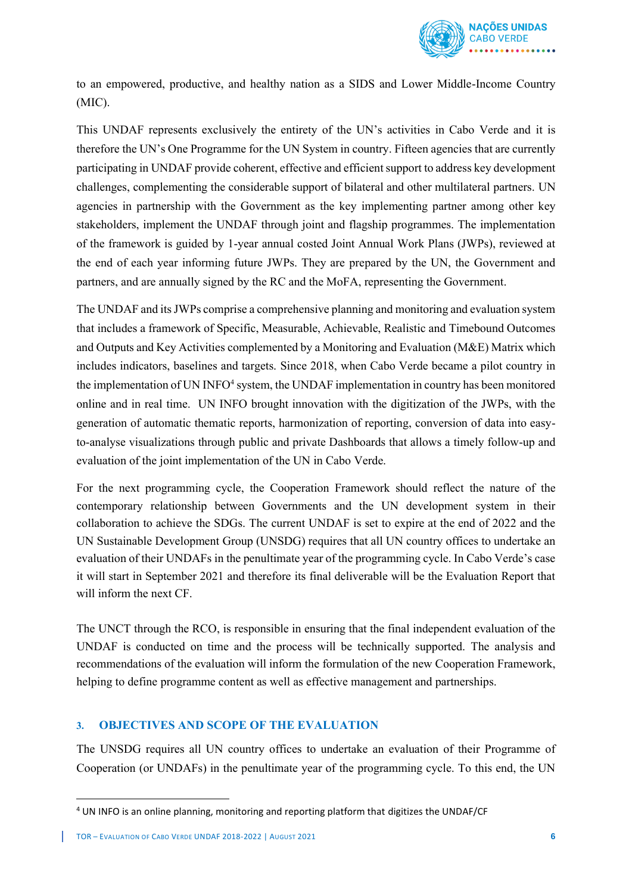to an empowered, productive, and healthy nation as a SIDS and Lower Middle-Income Country (MIC).

This UNDAF represents exclusively the entirety of the UN's activities in Cabo Verde and it is therefore the UN's One Programme for the UN System in country. Fifteen agencies that are currently participating in UNDAF provide coherent, effective and efficient support to address key development challenges, complementing the considerable support of bilateral and other multilateral partners. UN agencies in partnership with the Government as the key implementing partner among other key stakeholders, implement the UNDAF through joint and flagship programmes. The implementation of the framework is guided by 1-year annual costed Joint Annual Work Plans (JWPs), reviewed at the end of each year informing future JWPs. They are prepared by the UN, the Government and partners, and are annually signed by the RC and the MoFA, representing the Government.

The UNDAF and its JWPs comprise a comprehensive planning and monitoring and evaluation system that includes a framework of Specific, Measurable, Achievable, Realistic and Timebound Outcomes and Outputs and Key Activities complemented by a Monitoring and Evaluation (M&E) Matrix which includes indicators, baselines and targets. Since 2018, when Cabo Verde became a pilot country in the implementation of UN INFO[4] system, the UNDAF implementation in country has been monitored online and in real time. UN INFO brought innovation with the digitization of the JWPs, with the generation of automatic thematic reports, harmonization of reporting, conversion of data into easy-to-analyse visualizations through public and private Dashboards that allows a timely follow-up and evaluation of the joint implementation of the UN in Cabo Verde.

For the next programming cycle, the Cooperation Framework should reflect the nature of the contemporary relationship between Governments and the UN development system in their collaboration to achieve the SDGs. The current UNDAF is set to expire at the end of 2022 and the UN Sustainable Development Group (UNSDG) requires that all UN country offices to undertake an evaluation of their UNDAFs in the penultimate year of the programming cycle. In Cabo Verde's case it will start in September 2021 and therefore its final deliverable will be the Evaluation Report that will inform the next CF.

The UNCT through the RCO, is responsible in ensuring that the final independent evaluation of the UNDAF is conducted on time and the process will be technically supported. The analysis and recommendations of the evaluation will inform the formulation of the new Cooperation Framework, helping to define programme content as well as effective management and partnerships.

## 3. OBJECTIVES AND SCOPE OF THE EVALUATION

The UNSDG requires all UN country offices to undertake an evaluation of their Programme of Cooperation (or UNDAFs) in the penultimate year of the programming cycle. To this end, the UN

[4] UN INFO is an online planning, monitoring and reporting platform that digitizes the UNDAF/CF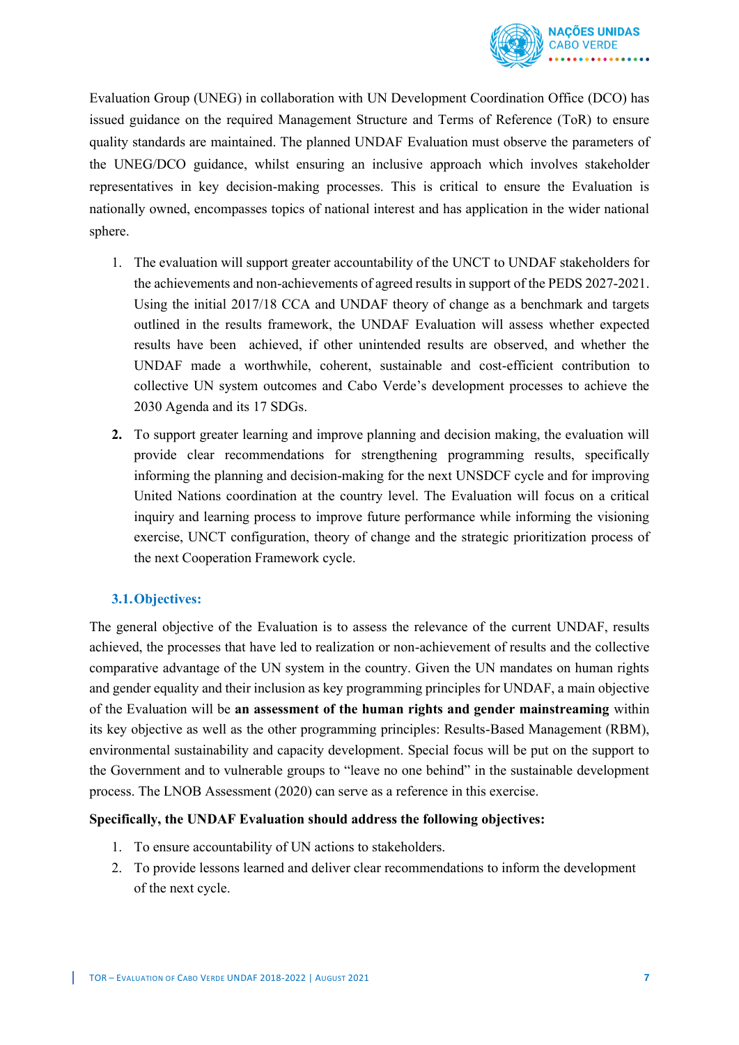Evaluation Group (UNEG) in collaboration with UN Development Coordination Office (DCO) has issued guidance on the required Management Structure and Terms of Reference (ToR) to ensure quality standards are maintained. The planned UNDAF Evaluation must observe the parameters of the UNEG/DCO guidance, whilst ensuring an inclusive approach which involves stakeholder representatives in key decision-making processes. This is critical to ensure the Evaluation is nationally owned, encompasses topics of national interest and has application in the wider national sphere.

1. The evaluation will support greater accountability of the UNCT to UNDAF stakeholders for the achievements and non-achievements of agreed results in support of the PEDS 2027-2021. Using the initial 2017/18 CCA and UNDAF theory of change as a benchmark and targets outlined in the results framework, the UNDAF Evaluation will assess whether expected results have been achieved, if other unintended results are observed, and whether the UNDAF made a worthwhile, coherent, sustainable and cost-efficient contribution to collective UN system outcomes and Cabo Verde's development processes to achieve the 2030 Agenda and its 17 SDGs.
2. To support greater learning and improve planning and decision making, the evaluation will provide clear recommendations for strengthening programming results, specifically informing the planning and decision-making for the next UNSDCF cycle and for improving United Nations coordination at the country level. The Evaluation will focus on a critical inquiry and learning process to improve future performance while informing the visioning exercise, UNCT configuration, theory of change and the strategic prioritization process of the next Cooperation Framework cycle.

### 3.1. Objectives:

The general objective of the Evaluation is to assess the relevance of the current UNDAF, results achieved, the processes that have led to realization or non-achievement of results and the collective comparative advantage of the UN system in the country. Given the UN mandates on human rights and gender equality and their inclusion as key programming principles for UNDAF, a main objective of the Evaluation will be **an assessment of the human rights and gender mainstreaming** within its key objective as well as the other programming principles: Results-Based Management (RBM), environmental sustainability and capacity development. Special focus will be put on the support to the Government and to vulnerable groups to "leave no one behind" in the sustainable development process. The LNOB Assessment (2020) can serve as a reference in this exercise.

**Specifically, the UNDAF Evaluation should address the following objectives:**

1. To ensure accountability of UN actions to stakeholders.
2. To provide lessons learned and deliver clear recommendations to inform the development of the next cycle.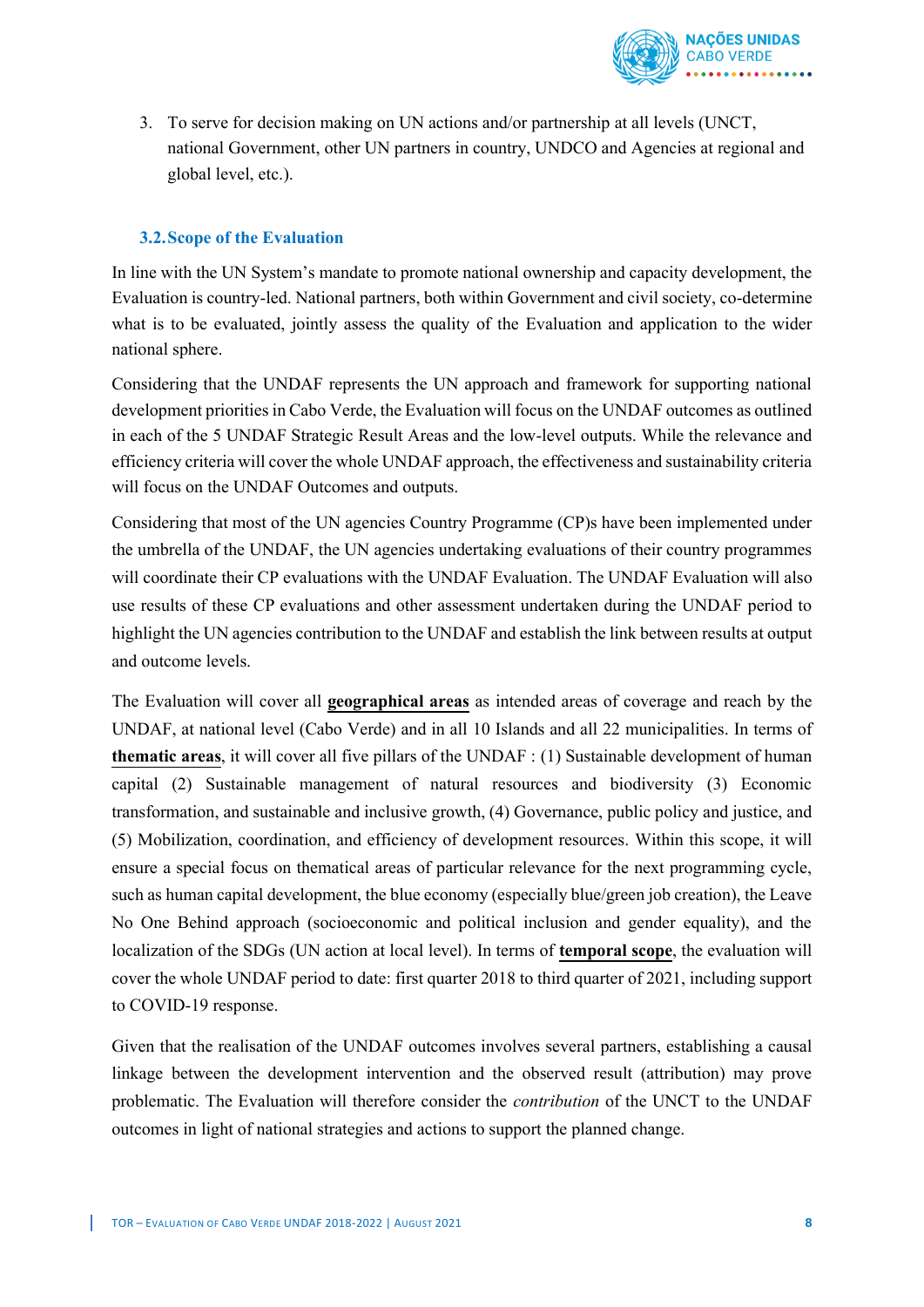3. To serve for decision making on UN actions and/or partnership at all levels (UNCT, national Government, other UN partners in country, UNDCO and Agencies at regional and global level, etc.).

### 3.2. Scope of the Evaluation

In line with the UN System's mandate to promote national ownership and capacity development, the Evaluation is country-led. National partners, both within Government and civil society, co-determine what is to be evaluated, jointly assess the quality of the Evaluation and application to the wider national sphere.

Considering that the UNDAF represents the UN approach and framework for supporting national development priorities in Cabo Verde, the Evaluation will focus on the UNDAF outcomes as outlined in each of the 5 UNDAF Strategic Result Areas and the low-level outputs. While the relevance and efficiency criteria will cover the whole UNDAF approach, the effectiveness and sustainability criteria will focus on the UNDAF Outcomes and outputs.

Considering that most of the UN agencies Country Programme (CP)s have been implemented under the umbrella of the UNDAF, the UN agencies undertaking evaluations of their country programmes will coordinate their CP evaluations with the UNDAF Evaluation. The UNDAF Evaluation will also use results of these CP evaluations and other assessment undertaken during the UNDAF period to highlight the UN agencies contribution to the UNDAF and establish the link between results at output and outcome levels.

The Evaluation will cover all **geographical areas** as intended areas of coverage and reach by the UNDAF, at national level (Cabo Verde) and in all 10 Islands and all 22 municipalities. In terms of **thematic areas**, it will cover all five pillars of the UNDAF : (1) Sustainable development of human capital (2) Sustainable management of natural resources and biodiversity (3) Economic transformation, and sustainable and inclusive growth, (4) Governance, public policy and justice, and (5) Mobilization, coordination, and efficiency of development resources. Within this scope, it will ensure a special focus on thematical areas of particular relevance for the next programming cycle, such as human capital development, the blue economy (especially blue/green job creation), the Leave No One Behind approach (socioeconomic and political inclusion and gender equality), and the localization of the SDGs (UN action at local level). In terms of **temporal scope**, the evaluation will cover the whole UNDAF period to date: first quarter 2018 to third quarter of 2021, including support to COVID-19 response.

Given that the realisation of the UNDAF outcomes involves several partners, establishing a causal linkage between the development intervention and the observed result (attribution) may prove problematic. The Evaluation will therefore consider the *contribution* of the UNCT to the UNDAF outcomes in light of national strategies and actions to support the planned change.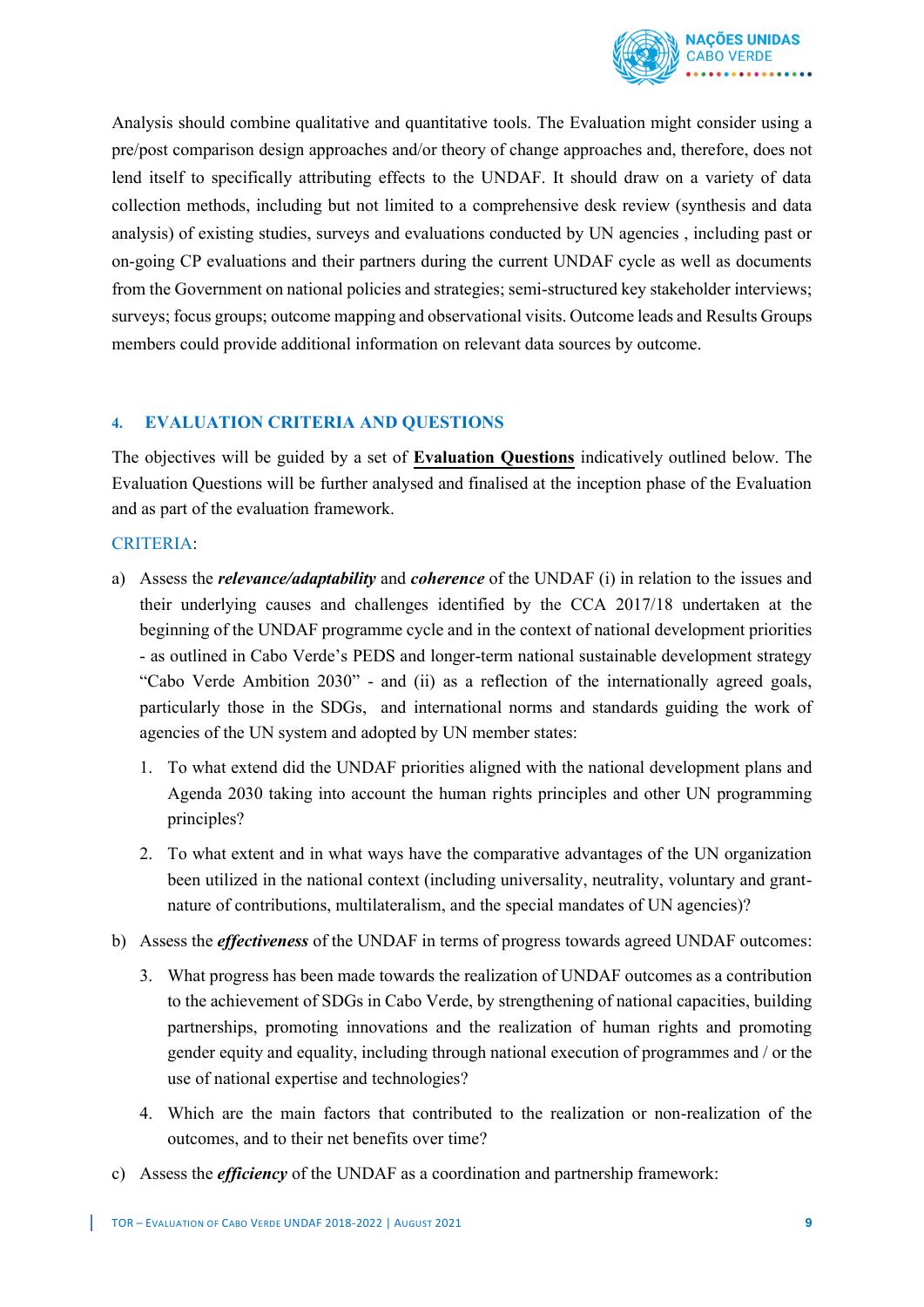Analysis should combine qualitative and quantitative tools. The Evaluation might consider using a pre/post comparison design approaches and/or theory of change approaches and, therefore, does not lend itself to specifically attributing effects to the UNDAF. It should draw on a variety of data collection methods, including but not limited to a comprehensive desk review (synthesis and data analysis) of existing studies, surveys and evaluations conducted by UN agencies , including past or on-going CP evaluations and their partners during the current UNDAF cycle as well as documents from the Government on national policies and strategies; semi-structured key stakeholder interviews; surveys; focus groups; outcome mapping and observational visits. Outcome leads and Results Groups members could provide additional information on relevant data sources by outcome.

## 4. EVALUATION CRITERIA AND QUESTIONS

The objectives will be guided by a set of **Evaluation Questions** indicatively outlined below. The Evaluation Questions will be further analysed and finalised at the inception phase of the Evaluation and as part of the evaluation framework.

CRITERIA:

a) Assess the ***relevance/adaptability*** and ***coherence*** of the UNDAF (i) in relation to the issues and their underlying causes and challenges identified by the CCA 2017/18 undertaken at the beginning of the UNDAF programme cycle and in the context of national development priorities - as outlined in Cabo Verde's PEDS and longer-term national sustainable development strategy "Cabo Verde Ambition 2030" - and (ii) as a reflection of the internationally agreed goals, particularly those in the SDGs, and international norms and standards guiding the work of agencies of the UN system and adopted by UN member states:

   1. To what extend did the UNDAF priorities aligned with the national development plans and Agenda 2030 taking into account the human rights principles and other UN programming principles?

   2. To what extent and in what ways have the comparative advantages of the UN organization been utilized in the national context (including universality, neutrality, voluntary and grant-nature of contributions, multilateralism, and the special mandates of UN agencies)?

b) Assess the ***effectiveness*** of the UNDAF in terms of progress towards agreed UNDAF outcomes:

   3. What progress has been made towards the realization of UNDAF outcomes as a contribution to the achievement of SDGs in Cabo Verde, by strengthening of national capacities, building partnerships, promoting innovations and the realization of human rights and promoting gender equity and equality, including through national execution of programmes and / or the use of national expertise and technologies?

   4. Which are the main factors that contributed to the realization or non-realization of the outcomes, and to their net benefits over time?

c) Assess the ***efficiency*** of the UNDAF as a coordination and partnership framework: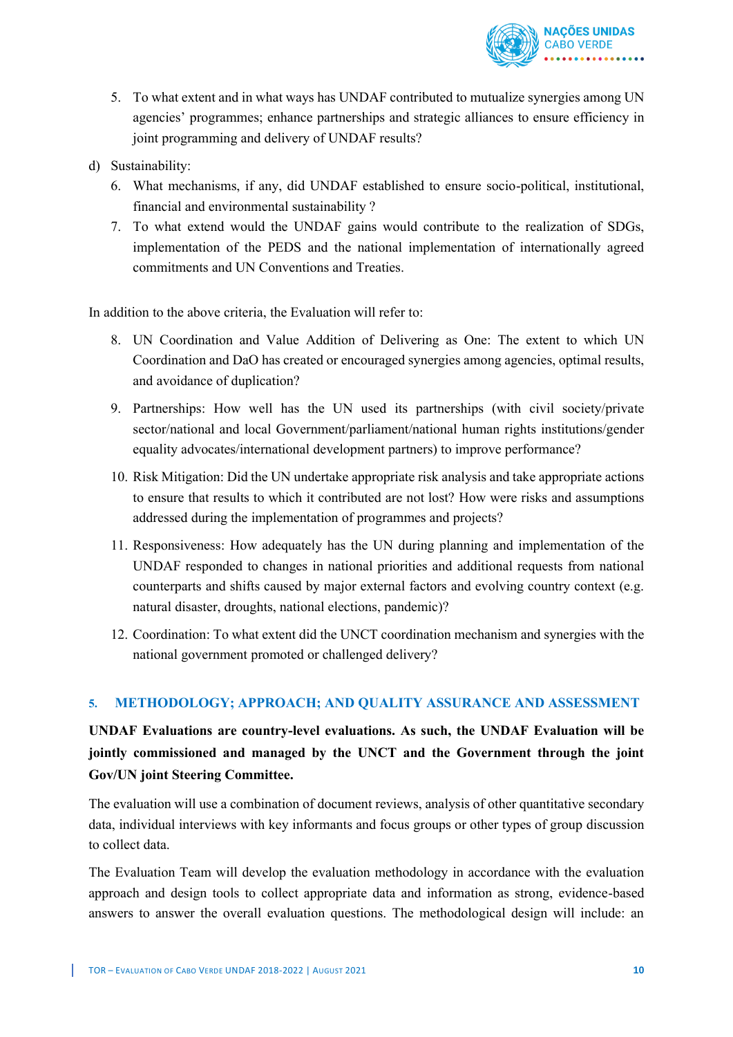5. To what extent and in what ways has UNDAF contributed to mutualize synergies among UN agencies' programmes; enhance partnerships and strategic alliances to ensure efficiency in joint programming and delivery of UNDAF results?

d) Sustainability:

6. What mechanisms, if any, did UNDAF established to ensure socio-political, institutional, financial and environmental sustainability ?
7. To what extend would the UNDAF gains would contribute to the realization of SDGs, implementation of the PEDS and the national implementation of internationally agreed commitments and UN Conventions and Treaties.

In addition to the above criteria, the Evaluation will refer to:

8. UN Coordination and Value Addition of Delivering as One: The extent to which UN Coordination and DaO has created or encouraged synergies among agencies, optimal results, and avoidance of duplication?
9. Partnerships: How well has the UN used its partnerships (with civil society/private sector/national and local Government/parliament/national human rights institutions/gender equality advocates/international development partners) to improve performance?
10. Risk Mitigation: Did the UN undertake appropriate risk analysis and take appropriate actions to ensure that results to which it contributed are not lost? How were risks and assumptions addressed during the implementation of programmes and projects?
11. Responsiveness: How adequately has the UN during planning and implementation of the UNDAF responded to changes in national priorities and additional requests from national counterparts and shifts caused by major external factors and evolving country context (e.g. natural disaster, droughts, national elections, pandemic)?
12. Coordination: To what extent did the UNCT coordination mechanism and synergies with the national government promoted or challenged delivery?

## 5. METHODOLOGY; APPROACH; AND QUALITY ASSURANCE AND ASSESSMENT

**UNDAF Evaluations are country-level evaluations. As such, the UNDAF Evaluation will be jointly commissioned and managed by the UNCT and the Government through the joint Gov/UN joint Steering Committee.**

The evaluation will use a combination of document reviews, analysis of other quantitative secondary data, individual interviews with key informants and focus groups or other types of group discussion to collect data.

The Evaluation Team will develop the evaluation methodology in accordance with the evaluation approach and design tools to collect appropriate data and information as strong, evidence-based answers to answer the overall evaluation questions. The methodological design will include: an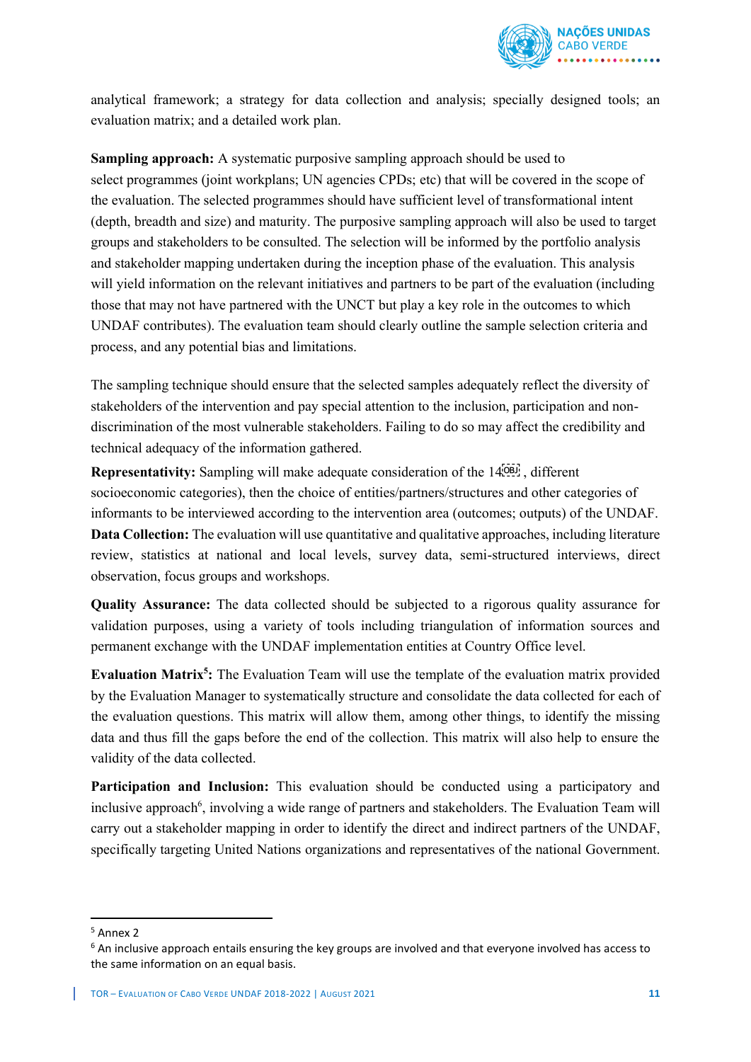analytical framework; a strategy for data collection and analysis; specially designed tools; an evaluation matrix; and a detailed work plan.

**Sampling approach:** A systematic purposive sampling approach should be used to select programmes (joint workplans; UN agencies CPDs; etc) that will be covered in the scope of the evaluation. The selected programmes should have sufficient level of transformational intent (depth, breadth and size) and maturity. The purposive sampling approach will also be used to target groups and stakeholders to be consulted. The selection will be informed by the portfolio analysis and stakeholder mapping undertaken during the inception phase of the evaluation. This analysis will yield information on the relevant initiatives and partners to be part of the evaluation (including those that may not have partnered with the UNCT but play a key role in the outcomes to which UNDAF contributes). The evaluation team should clearly outline the sample selection criteria and process, and any potential bias and limitations.

The sampling technique should ensure that the selected samples adequately reflect the diversity of stakeholders of the intervention and pay special attention to the inclusion, participation and non-discrimination of the most vulnerable stakeholders. Failing to do so may affect the credibility and technical adequacy of the information gathered.

**Representativity:** Sampling will make adequate consideration of the 14￼, different socioeconomic categories), then the choice of entities/partners/structures and other categories of informants to be interviewed according to the intervention area (outcomes; outputs) of the UNDAF.

**Data Collection:** The evaluation will use quantitative and qualitative approaches, including literature review, statistics at national and local levels, survey data, semi-structured interviews, direct observation, focus groups and workshops.

**Quality Assurance:** The data collected should be subjected to a rigorous quality assurance for validation purposes, using a variety of tools including triangulation of information sources and permanent exchange with the UNDAF implementation entities at Country Office level.

**Evaluation Matrix[5]:** The Evaluation Team will use the template of the evaluation matrix provided by the Evaluation Manager to systematically structure and consolidate the data collected for each of the evaluation questions. This matrix will allow them, among other things, to identify the missing data and thus fill the gaps before the end of the collection. This matrix will also help to ensure the validity of the data collected.

**Participation and Inclusion:** This evaluation should be conducted using a participatory and inclusive approach[6], involving a wide range of partners and stakeholders. The Evaluation Team will carry out a stakeholder mapping in order to identify the direct and indirect partners of the UNDAF, specifically targeting United Nations organizations and representatives of the national Government.

---

[5] Annex 2

[6] An inclusive approach entails ensuring the key groups are involved and that everyone involved has access to the same information on an equal basis.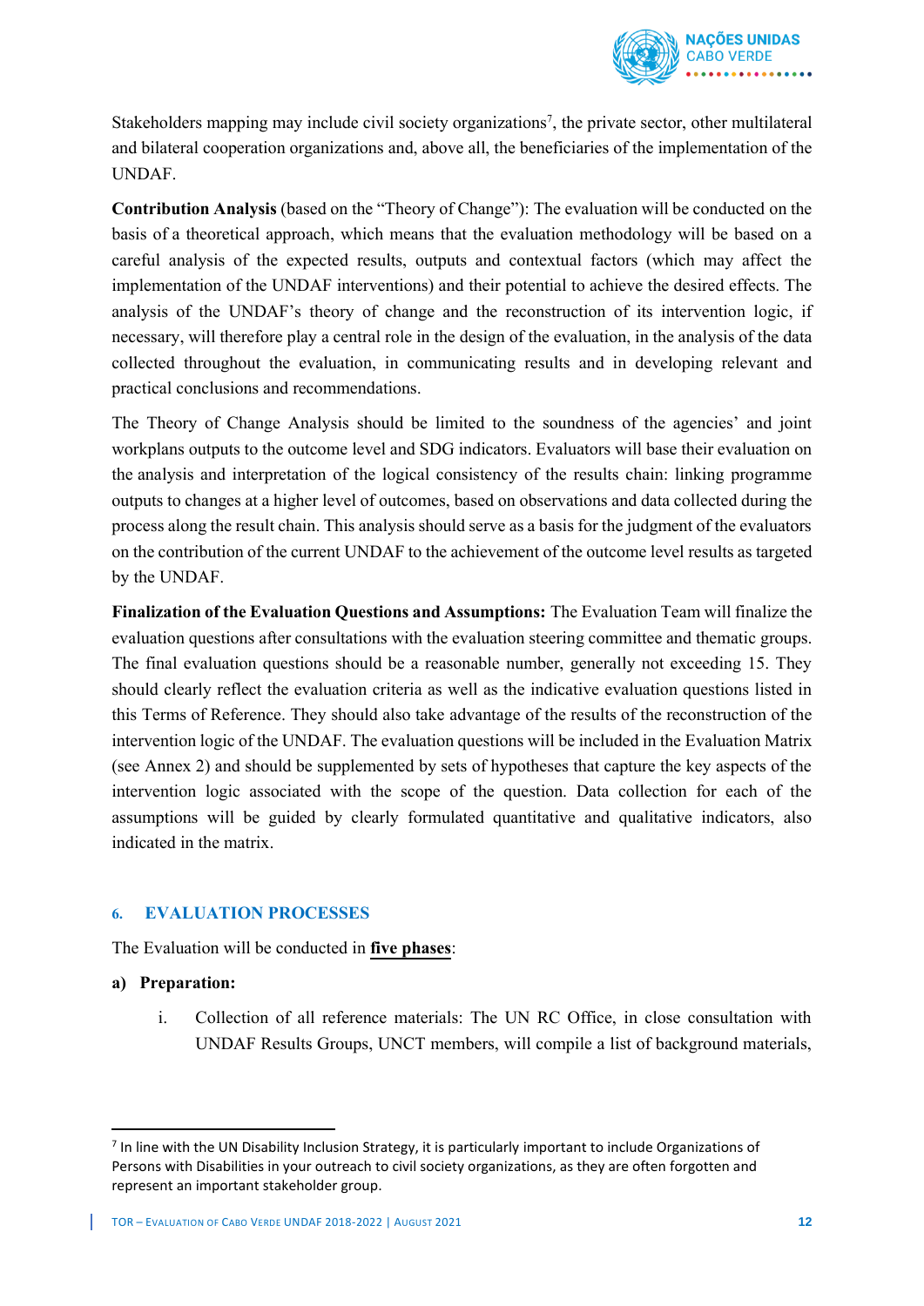Stakeholders mapping may include civil society organizations[7], the private sector, other multilateral and bilateral cooperation organizations and, above all, the beneficiaries of the implementation of the UNDAF.

**Contribution Analysis** (based on the "Theory of Change"): The evaluation will be conducted on the basis of a theoretical approach, which means that the evaluation methodology will be based on a careful analysis of the expected results, outputs and contextual factors (which may affect the implementation of the UNDAF interventions) and their potential to achieve the desired effects. The analysis of the UNDAF's theory of change and the reconstruction of its intervention logic, if necessary, will therefore play a central role in the design of the evaluation, in the analysis of the data collected throughout the evaluation, in communicating results and in developing relevant and practical conclusions and recommendations.

The Theory of Change Analysis should be limited to the soundness of the agencies' and joint workplans outputs to the outcome level and SDG indicators. Evaluators will base their evaluation on the analysis and interpretation of the logical consistency of the results chain: linking programme outputs to changes at a higher level of outcomes, based on observations and data collected during the process along the result chain. This analysis should serve as a basis for the judgment of the evaluators on the contribution of the current UNDAF to the achievement of the outcome level results as targeted by the UNDAF.

**Finalization of the Evaluation Questions and Assumptions:** The Evaluation Team will finalize the evaluation questions after consultations with the evaluation steering committee and thematic groups. The final evaluation questions should be a reasonable number, generally not exceeding 15. They should clearly reflect the evaluation criteria as well as the indicative evaluation questions listed in this Terms of Reference. They should also take advantage of the results of the reconstruction of the intervention logic of the UNDAF. The evaluation questions will be included in the Evaluation Matrix (see Annex 2) and should be supplemented by sets of hypotheses that capture the key aspects of the intervention logic associated with the scope of the question. Data collection for each of the assumptions will be guided by clearly formulated quantitative and qualitative indicators, also indicated in the matrix.

## 6. EVALUATION PROCESSES

The Evaluation will be conducted in **five phases**:

**a) Preparation:**

i. Collection of all reference materials: The UN RC Office, in close consultation with UNDAF Results Groups, UNCT members, will compile a list of background materials,

[7] In line with the UN Disability Inclusion Strategy, it is particularly important to include Organizations of Persons with Disabilities in your outreach to civil society organizations, as they are often forgotten and represent an important stakeholder group.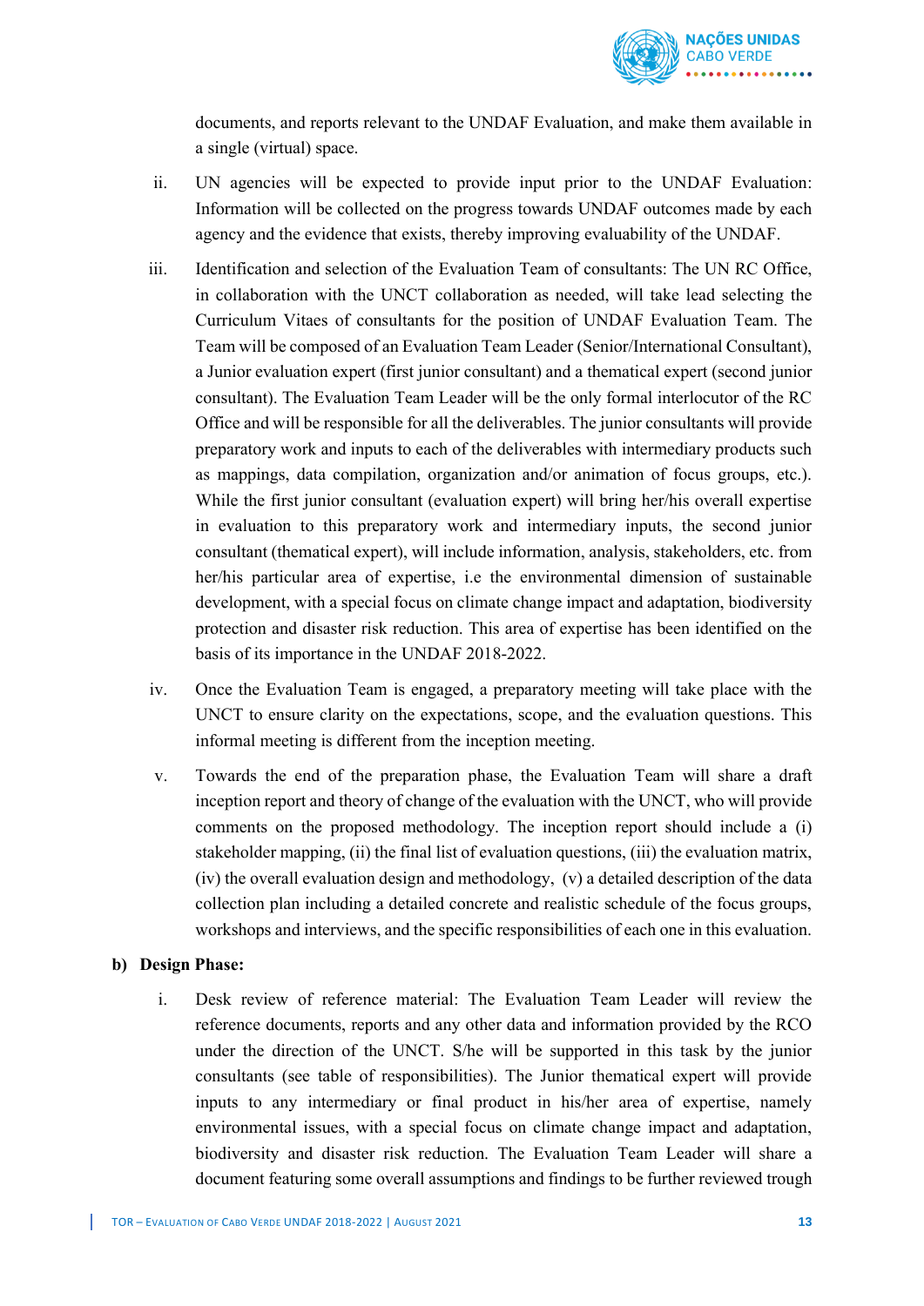documents, and reports relevant to the UNDAF Evaluation, and make them available in a single (virtual) space.

ii. UN agencies will be expected to provide input prior to the UNDAF Evaluation: Information will be collected on the progress towards UNDAF outcomes made by each agency and the evidence that exists, thereby improving evaluability of the UNDAF.

iii. Identification and selection of the Evaluation Team of consultants: The UN RC Office, in collaboration with the UNCT collaboration as needed, will take lead selecting the Curriculum Vitaes of consultants for the position of UNDAF Evaluation Team. The Team will be composed of an Evaluation Team Leader (Senior/International Consultant), a Junior evaluation expert (first junior consultant) and a thematical expert (second junior consultant). The Evaluation Team Leader will be the only formal interlocutor of the RC Office and will be responsible for all the deliverables. The junior consultants will provide preparatory work and inputs to each of the deliverables with intermediary products such as mappings, data compilation, organization and/or animation of focus groups, etc.). While the first junior consultant (evaluation expert) will bring her/his overall expertise in evaluation to this preparatory work and intermediary inputs, the second junior consultant (thematical expert), will include information, analysis, stakeholders, etc. from her/his particular area of expertise, i.e the environmental dimension of sustainable development, with a special focus on climate change impact and adaptation, biodiversity protection and disaster risk reduction. This area of expertise has been identified on the basis of its importance in the UNDAF 2018-2022.

iv. Once the Evaluation Team is engaged, a preparatory meeting will take place with the UNCT to ensure clarity on the expectations, scope, and the evaluation questions. This informal meeting is different from the inception meeting.

v. Towards the end of the preparation phase, the Evaluation Team will share a draft inception report and theory of change of the evaluation with the UNCT, who will provide comments on the proposed methodology. The inception report should include a (i) stakeholder mapping, (ii) the final list of evaluation questions, (iii) the evaluation matrix, (iv) the overall evaluation design and methodology, (v) a detailed description of the data collection plan including a detailed concrete and realistic schedule of the focus groups, workshops and interviews, and the specific responsibilities of each one in this evaluation.

**b) Design Phase:**

i. Desk review of reference material: The Evaluation Team Leader will review the reference documents, reports and any other data and information provided by the RCO under the direction of the UNCT. S/he will be supported in this task by the junior consultants (see table of responsibilities). The Junior thematical expert will provide inputs to any intermediary or final product in his/her area of expertise, namely environmental issues, with a special focus on climate change impact and adaptation, biodiversity and disaster risk reduction. The Evaluation Team Leader will share a document featuring some overall assumptions and findings to be further reviewed trough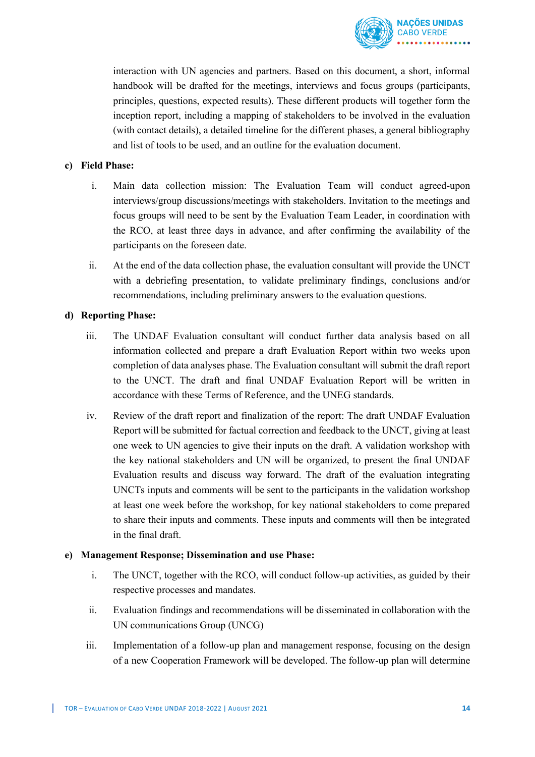interaction with UN agencies and partners. Based on this document, a short, informal handbook will be drafted for the meetings, interviews and focus groups (participants, principles, questions, expected results). These different products will together form the inception report, including a mapping of stakeholders to be involved in the evaluation (with contact details), a detailed timeline for the different phases, a general bibliography and list of tools to be used, and an outline for the evaluation document.

**c) Field Phase:**

i. Main data collection mission: The Evaluation Team will conduct agreed-upon interviews/group discussions/meetings with stakeholders. Invitation to the meetings and focus groups will need to be sent by the Evaluation Team Leader, in coordination with the RCO, at least three days in advance, and after confirming the availability of the participants on the foreseen date.

ii. At the end of the data collection phase, the evaluation consultant will provide the UNCT with a debriefing presentation, to validate preliminary findings, conclusions and/or recommendations, including preliminary answers to the evaluation questions.

**d) Reporting Phase:**

iii. The UNDAF Evaluation consultant will conduct further data analysis based on all information collected and prepare a draft Evaluation Report within two weeks upon completion of data analyses phase. The Evaluation consultant will submit the draft report to the UNCT. The draft and final UNDAF Evaluation Report will be written in accordance with these Terms of Reference, and the UNEG standards.

iv. Review of the draft report and finalization of the report: The draft UNDAF Evaluation Report will be submitted for factual correction and feedback to the UNCT, giving at least one week to UN agencies to give their inputs on the draft. A validation workshop with the key national stakeholders and UN will be organized, to present the final UNDAF Evaluation results and discuss way forward. The draft of the evaluation integrating UNCTs inputs and comments will be sent to the participants in the validation workshop at least one week before the workshop, for key national stakeholders to come prepared to share their inputs and comments. These inputs and comments will then be integrated in the final draft.

**e) Management Response; Dissemination and use Phase:**

i. The UNCT, together with the RCO, will conduct follow-up activities, as guided by their respective processes and mandates.

ii. Evaluation findings and recommendations will be disseminated in collaboration with the UN communications Group (UNCG)

iii. Implementation of a follow-up plan and management response, focusing on the design of a new Cooperation Framework will be developed. The follow-up plan will determine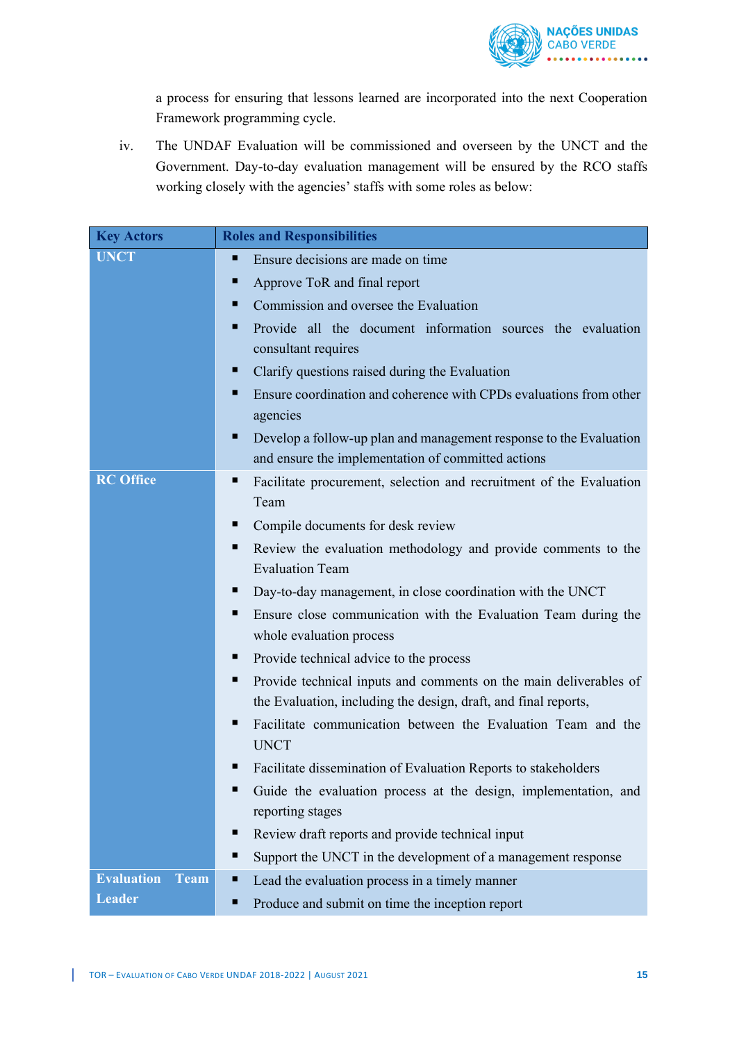a process for ensuring that lessons learned are incorporated into the next Cooperation Framework programming cycle.

iv. The UNDAF Evaluation will be commissioned and overseen by the UNCT and the Government. Day-to-day evaluation management will be ensured by the RCO staffs working closely with the agencies' staffs with some roles as below:

| Key Actors | Roles and Responsibilities |
| --- | --- |
| **UNCT** | ▪ Ensure decisions are made on time<br>▪ Approve ToR and final report<br>▪ Commission and oversee the Evaluation<br>▪ Provide all the document information sources the evaluation consultant requires<br>▪ Clarify questions raised during the Evaluation<br>▪ Ensure coordination and coherence with CPDs evaluations from other agencies<br>▪ Develop a follow-up plan and management response to the Evaluation and ensure the implementation of committed actions |
| **RC Office** | ▪ Facilitate procurement, selection and recruitment of the Evaluation Team<br>▪ Compile documents for desk review<br>▪ Review the evaluation methodology and provide comments to the Evaluation Team<br>▪ Day-to-day management, in close coordination with the UNCT<br>▪ Ensure close communication with the Evaluation Team during the whole evaluation process<br>▪ Provide technical advice to the process<br>▪ Provide technical inputs and comments on the main deliverables of the Evaluation, including the design, draft, and final reports,<br>▪ Facilitate communication between the Evaluation Team and the UNCT<br>▪ Facilitate dissemination of Evaluation Reports to stakeholders<br>▪ Guide the evaluation process at the design, implementation, and reporting stages<br>▪ Review draft reports and provide technical input<br>▪ Support the UNCT in the development of a management response |
| **Evaluation Team Leader** | ▪ Lead the evaluation process in a timely manner<br>▪ Produce and submit on time the inception report |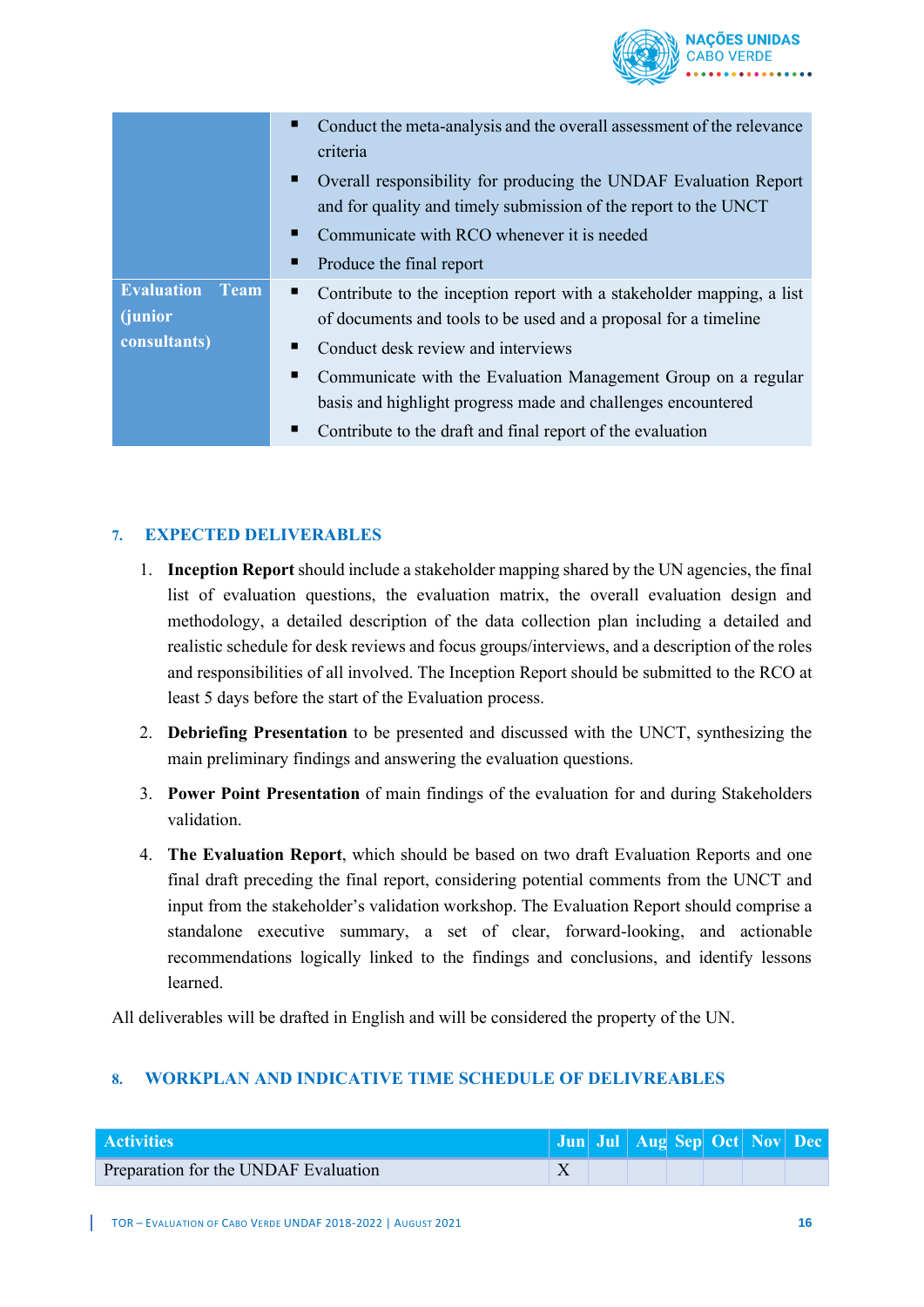| | |
|---|---|
| | ▪ Conduct the meta-analysis and the overall assessment of the relevance criteria<br>▪ Overall responsibility for producing the UNDAF Evaluation Report and for quality and timely submission of the report to the UNCT<br>▪ Communicate with RCO whenever it is needed<br>▪ Produce the final report |
| **Evaluation Team (junior consultants)** | ▪ Contribute to the inception report with a stakeholder mapping, a list of documents and tools to be used and a proposal for a timeline<br>▪ Conduct desk review and interviews<br>▪ Communicate with the Evaluation Management Group on a regular basis and highlight progress made and challenges encountered<br>▪ Contribute to the draft and final report of the evaluation |

## 7. EXPECTED DELIVERABLES

1. **Inception Report** should include a stakeholder mapping shared by the UN agencies, the final list of evaluation questions, the evaluation matrix, the overall evaluation design and methodology, a detailed description of the data collection plan including a detailed and realistic schedule for desk reviews and focus groups/interviews, and a description of the roles and responsibilities of all involved. The Inception Report should be submitted to the RCO at least 5 days before the start of the Evaluation process.
2. **Debriefing Presentation** to be presented and discussed with the UNCT, synthesizing the main preliminary findings and answering the evaluation questions.
3. **Power Point Presentation** of main findings of the evaluation for and during Stakeholders validation.
4. **The Evaluation Report**, which should be based on two draft Evaluation Reports and one final draft preceding the final report, considering potential comments from the UNCT and input from the stakeholder's validation workshop. The Evaluation Report should comprise a standalone executive summary, a set of clear, forward-looking, and actionable recommendations logically linked to the findings and conclusions, and identify lessons learned.

All deliverables will be drafted in English and will be considered the property of the UN.

## 8. WORKPLAN AND INDICATIVE TIME SCHEDULE OF DELIVREABLES

| Activities | Jun | Jul | Aug | Sep | Oct | Nov | Dec |
|---|---|---|---|---|---|---|---|
| Preparation for the UNDAF Evaluation | X | | | | | | |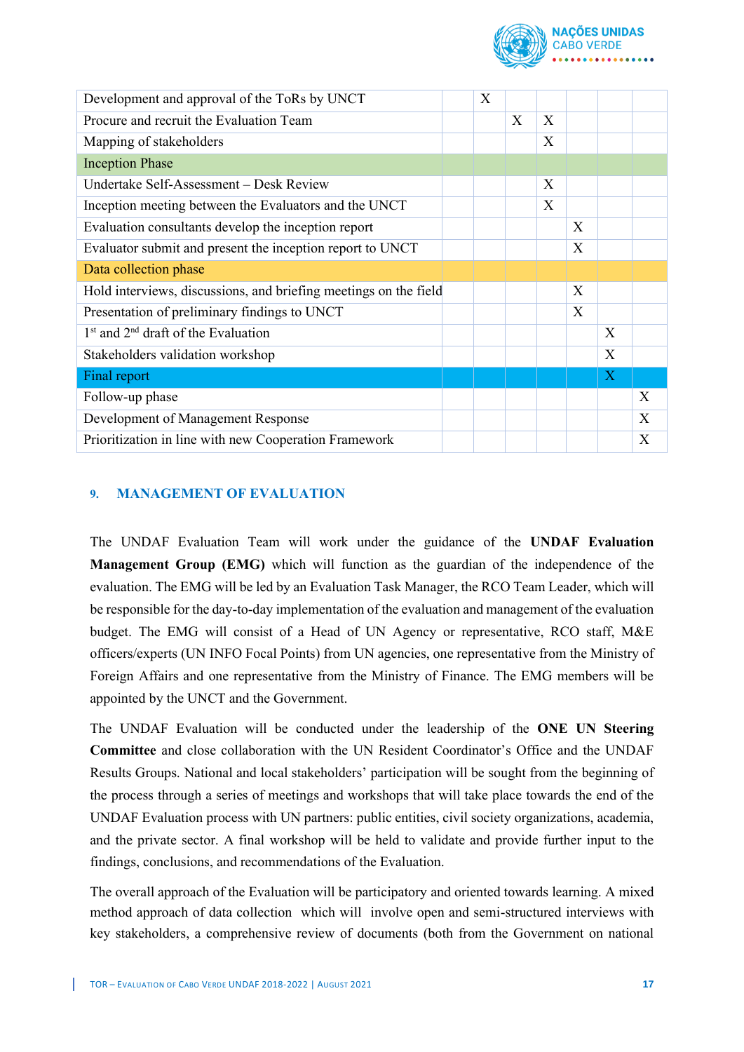| Development and approval of the ToRs by UNCT | | X | | | | | |
|---|---|---|---|---|---|---|---|
| Procure and recruit the Evaluation Team | | | X | X | | | |
| Mapping of stakeholders | | | | X | | | |
| Inception Phase | | | | | | | |
| Undertake Self-Assessment – Desk Review | | | | X | | | |
| Inception meeting between the Evaluators and the UNCT | | | | X | | | |
| Evaluation consultants develop the inception report | | | | | X | | |
| Evaluator submit and present the inception report to UNCT | | | | | X | | |
| Data collection phase | | | | | | | |
| Hold interviews, discussions, and briefing meetings on the field | | | | | X | | |
| Presentation of preliminary findings to UNCT | | | | | X | | |
| 1st and 2nd draft of the Evaluation | | | | | | X | |
| Stakeholders validation workshop | | | | | | X | |
| Final report | | | | | | X | |
| Follow-up phase | | | | | | | X |
| Development of Management Response | | | | | | | X |
| Prioritization in line with new Cooperation Framework | | | | | | | X |

## 9. MANAGEMENT OF EVALUATION

The UNDAF Evaluation Team will work under the guidance of the **UNDAF Evaluation Management Group (EMG)** which will function as the guardian of the independence of the evaluation. The EMG will be led by an Evaluation Task Manager, the RCO Team Leader, which will be responsible for the day-to-day implementation of the evaluation and management of the evaluation budget. The EMG will consist of a Head of UN Agency or representative, RCO staff, M&E officers/experts (UN INFO Focal Points) from UN agencies, one representative from the Ministry of Foreign Affairs and one representative from the Ministry of Finance. The EMG members will be appointed by the UNCT and the Government.

The UNDAF Evaluation will be conducted under the leadership of the **ONE UN Steering Committee** and close collaboration with the UN Resident Coordinator's Office and the UNDAF Results Groups. National and local stakeholders' participation will be sought from the beginning of the process through a series of meetings and workshops that will take place towards the end of the UNDAF Evaluation process with UN partners: public entities, civil society organizations, academia, and the private sector. A final workshop will be held to validate and provide further input to the findings, conclusions, and recommendations of the Evaluation.

The overall approach of the Evaluation will be participatory and oriented towards learning. A mixed method approach of data collection which will involve open and semi-structured interviews with key stakeholders, a comprehensive review of documents (both from the Government on national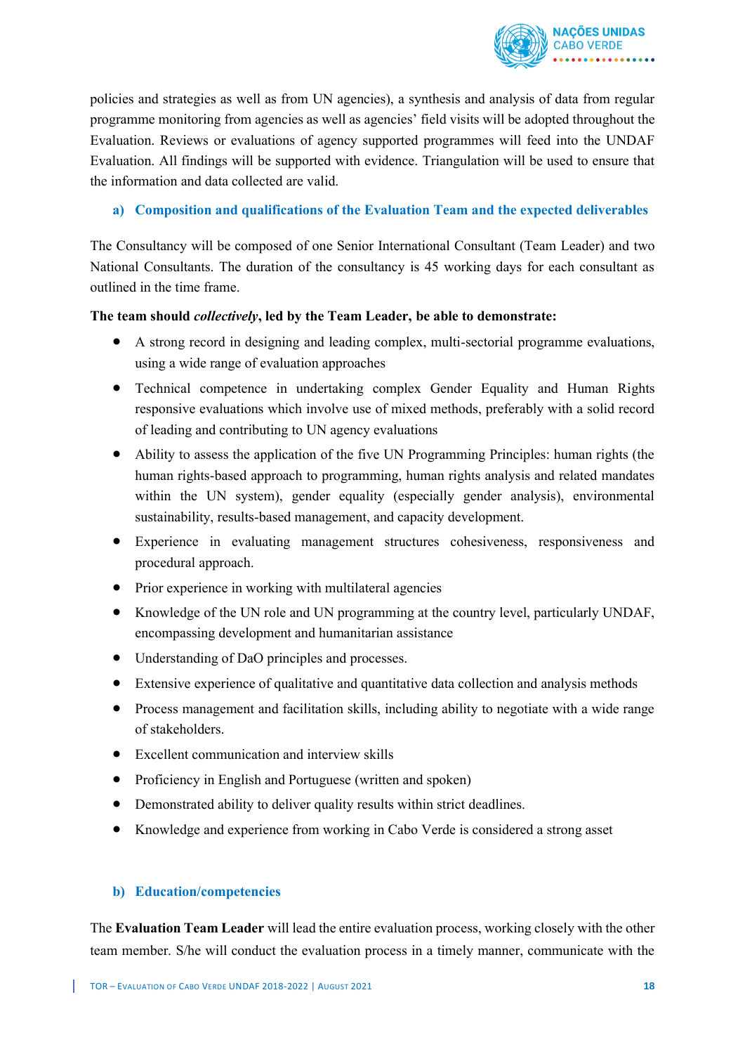policies and strategies as well as from UN agencies), a synthesis and analysis of data from regular programme monitoring from agencies as well as agencies' field visits will be adopted throughout the Evaluation. Reviews or evaluations of agency supported programmes will feed into the UNDAF Evaluation. All findings will be supported with evidence. Triangulation will be used to ensure that the information and data collected are valid.

### a) Composition and qualifications of the Evaluation Team and the expected deliverables

The Consultancy will be composed of one Senior International Consultant (Team Leader) and two National Consultants. The duration of the consultancy is 45 working days for each consultant as outlined in the time frame.

**The team should *collectively*, led by the Team Leader, be able to demonstrate:**

- A strong record in designing and leading complex, multi-sectorial programme evaluations, using a wide range of evaluation approaches
- Technical competence in undertaking complex Gender Equality and Human Rights responsive evaluations which involve use of mixed methods, preferably with a solid record of leading and contributing to UN agency evaluations
- Ability to assess the application of the five UN Programming Principles: human rights (the human rights-based approach to programming, human rights analysis and related mandates within the UN system), gender equality (especially gender analysis), environmental sustainability, results-based management, and capacity development.
- Experience in evaluating management structures cohesiveness, responsiveness and procedural approach.
- Prior experience in working with multilateral agencies
- Knowledge of the UN role and UN programming at the country level, particularly UNDAF, encompassing development and humanitarian assistance
- Understanding of DaO principles and processes.
- Extensive experience of qualitative and quantitative data collection and analysis methods
- Process management and facilitation skills, including ability to negotiate with a wide range of stakeholders.
- Excellent communication and interview skills
- Proficiency in English and Portuguese (written and spoken)
- Demonstrated ability to deliver quality results within strict deadlines.
- Knowledge and experience from working in Cabo Verde is considered a strong asset

### b) Education/competencies

The **Evaluation Team Leader** will lead the entire evaluation process, working closely with the other team member. S/he will conduct the evaluation process in a timely manner, communicate with the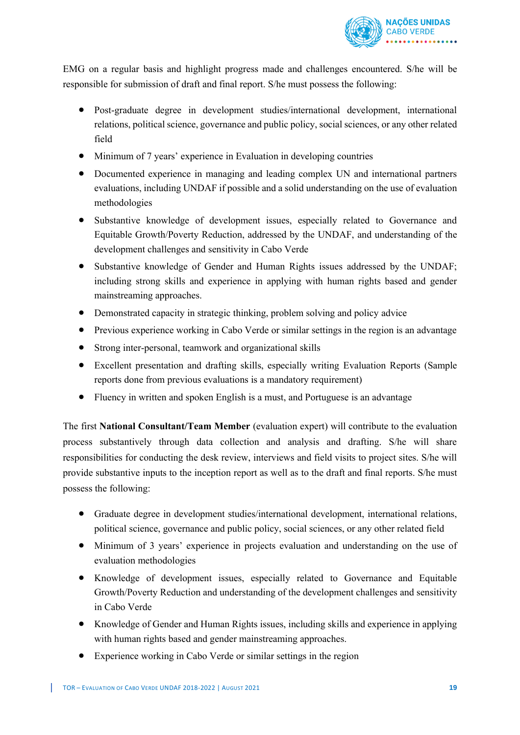EMG on a regular basis and highlight progress made and challenges encountered. S/he will be responsible for submission of draft and final report. S/he must possess the following:

- Post-graduate degree in development studies/international development, international relations, political science, governance and public policy, social sciences, or any other related field
- Minimum of 7 years' experience in Evaluation in developing countries
- Documented experience in managing and leading complex UN and international partners evaluations, including UNDAF if possible and a solid understanding on the use of evaluation methodologies
- Substantive knowledge of development issues, especially related to Governance and Equitable Growth/Poverty Reduction, addressed by the UNDAF, and understanding of the development challenges and sensitivity in Cabo Verde
- Substantive knowledge of Gender and Human Rights issues addressed by the UNDAF; including strong skills and experience in applying with human rights based and gender mainstreaming approaches.
- Demonstrated capacity in strategic thinking, problem solving and policy advice
- Previous experience working in Cabo Verde or similar settings in the region is an advantage
- Strong inter-personal, teamwork and organizational skills
- Excellent presentation and drafting skills, especially writing Evaluation Reports (Sample reports done from previous evaluations is a mandatory requirement)
- Fluency in written and spoken English is a must, and Portuguese is an advantage

The first **National Consultant/Team Member** (evaluation expert) will contribute to the evaluation process substantively through data collection and analysis and drafting. S/he will share responsibilities for conducting the desk review, interviews and field visits to project sites. S/he will provide substantive inputs to the inception report as well as to the draft and final reports. S/he must possess the following:

- Graduate degree in development studies/international development, international relations, political science, governance and public policy, social sciences, or any other related field
- Minimum of 3 years' experience in projects evaluation and understanding on the use of evaluation methodologies
- Knowledge of development issues, especially related to Governance and Equitable Growth/Poverty Reduction and understanding of the development challenges and sensitivity in Cabo Verde
- Knowledge of Gender and Human Rights issues, including skills and experience in applying with human rights based and gender mainstreaming approaches.
- Experience working in Cabo Verde or similar settings in the region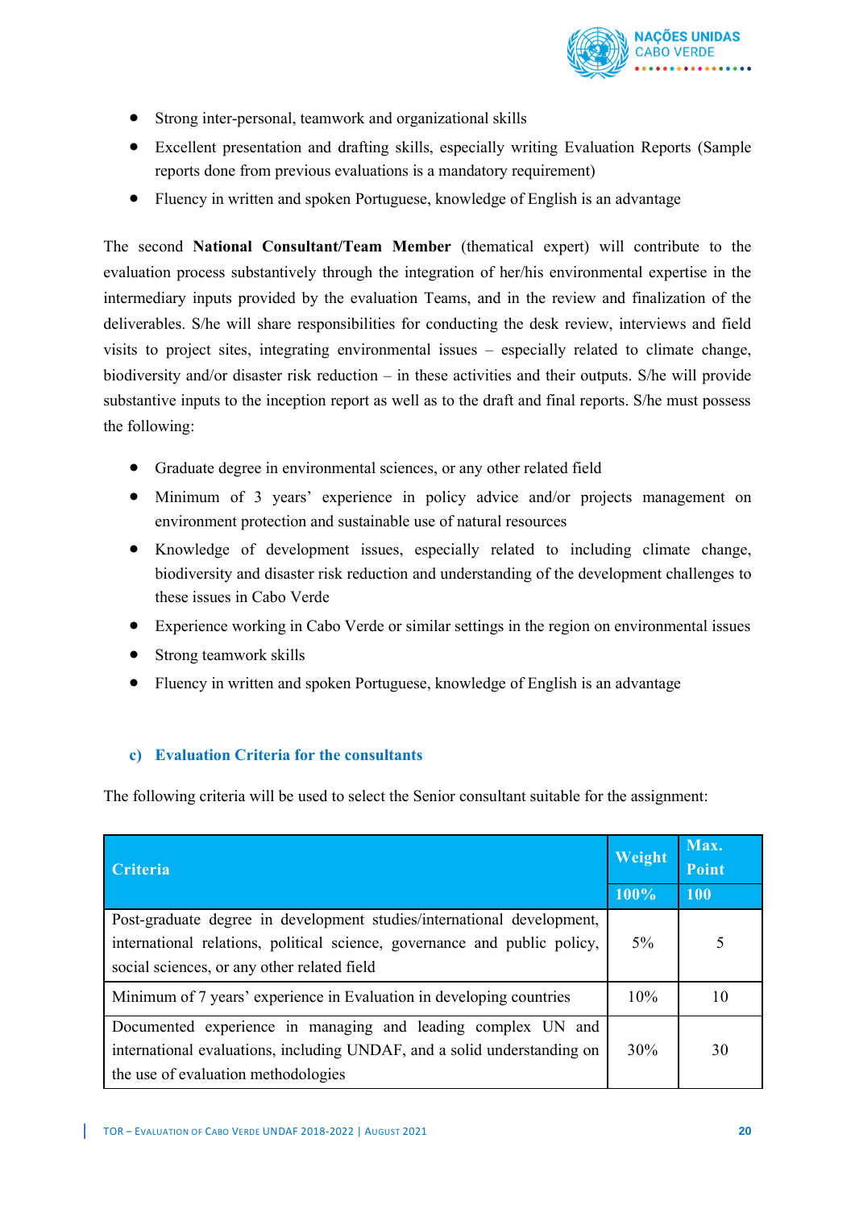- Strong inter-personal, teamwork and organizational skills
- Excellent presentation and drafting skills, especially writing Evaluation Reports (Sample reports done from previous evaluations is a mandatory requirement)
- Fluency in written and spoken Portuguese, knowledge of English is an advantage

The second **National Consultant/Team Member** (thematical expert) will contribute to the evaluation process substantively through the integration of her/his environmental expertise in the intermediary inputs provided by the evaluation Teams, and in the review and finalization of the deliverables. S/he will share responsibilities for conducting the desk review, interviews and field visits to project sites, integrating environmental issues – especially related to climate change, biodiversity and/or disaster risk reduction – in these activities and their outputs. S/he will provide substantive inputs to the inception report as well as to the draft and final reports. S/he must possess the following:

- Graduate degree in environmental sciences, or any other related field
- Minimum of 3 years' experience in policy advice and/or projects management on environment protection and sustainable use of natural resources
- Knowledge of development issues, especially related to including climate change, biodiversity and disaster risk reduction and understanding of the development challenges to these issues in Cabo Verde
- Experience working in Cabo Verde or similar settings in the region on environmental issues
- Strong teamwork skills
- Fluency in written and spoken Portuguese, knowledge of English is an advantage

### c) Evaluation Criteria for the consultants

The following criteria will be used to select the Senior consultant suitable for the assignment:

| Criteria | Weight | Max. Point |
|---|---|---|
| | 100% | 100 |
| Post-graduate degree in development studies/international development, international relations, political science, governance and public policy, social sciences, or any other related field | 5% | 5 |
| Minimum of 7 years' experience in Evaluation in developing countries | 10% | 10 |
| Documented experience in managing and leading complex UN and international evaluations, including UNDAF, and a solid understanding on the use of evaluation methodologies | 30% | 30 |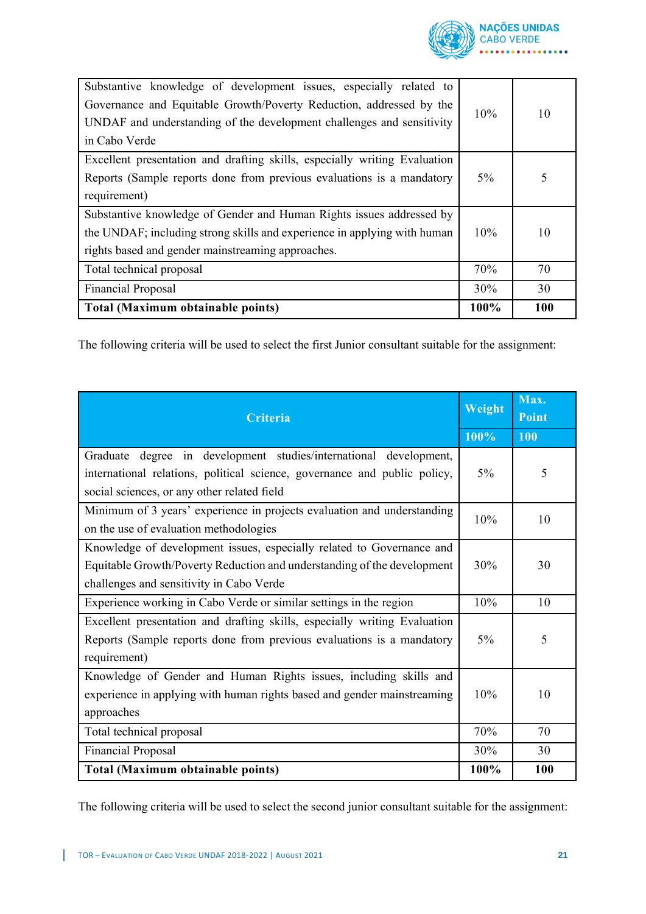| | | |
|---|---|---|
| Substantive knowledge of development issues, especially related to Governance and Equitable Growth/Poverty Reduction, addressed by the UNDAF and understanding of the development challenges and sensitivity in Cabo Verde | 10% | 10 |
| Excellent presentation and drafting skills, especially writing Evaluation Reports (Sample reports done from previous evaluations is a mandatory requirement) | 5% | 5 |
| Substantive knowledge of Gender and Human Rights issues addressed by the UNDAF; including strong skills and experience in applying with human rights based and gender mainstreaming approaches. | 10% | 10 |
| Total technical proposal | 70% | 70 |
| Financial Proposal | 30% | 30 |
| **Total (Maximum obtainable points)** | **100%** | **100** |

The following criteria will be used to select the first Junior consultant suitable for the assignment:

| Criteria | Weight | Max. Point |
|---|---|---|
| | 100% | 100 |
| Graduate degree in development studies/international development, international relations, political science, governance and public policy, social sciences, or any other related field | 5% | 5 |
| Minimum of 3 years' experience in projects evaluation and understanding on the use of evaluation methodologies | 10% | 10 |
| Knowledge of development issues, especially related to Governance and Equitable Growth/Poverty Reduction and understanding of the development challenges and sensitivity in Cabo Verde | 30% | 30 |
| Experience working in Cabo Verde or similar settings in the region | 10% | 10 |
| Excellent presentation and drafting skills, especially writing Evaluation Reports (Sample reports done from previous evaluations is a mandatory requirement) | 5% | 5 |
| Knowledge of Gender and Human Rights issues, including skills and experience in applying with human rights based and gender mainstreaming approaches | 10% | 10 |
| Total technical proposal | 70% | 70 |
| Financial Proposal | 30% | 30 |
| **Total (Maximum obtainable points)** | **100%** | **100** |

The following criteria will be used to select the second junior consultant suitable for the assignment: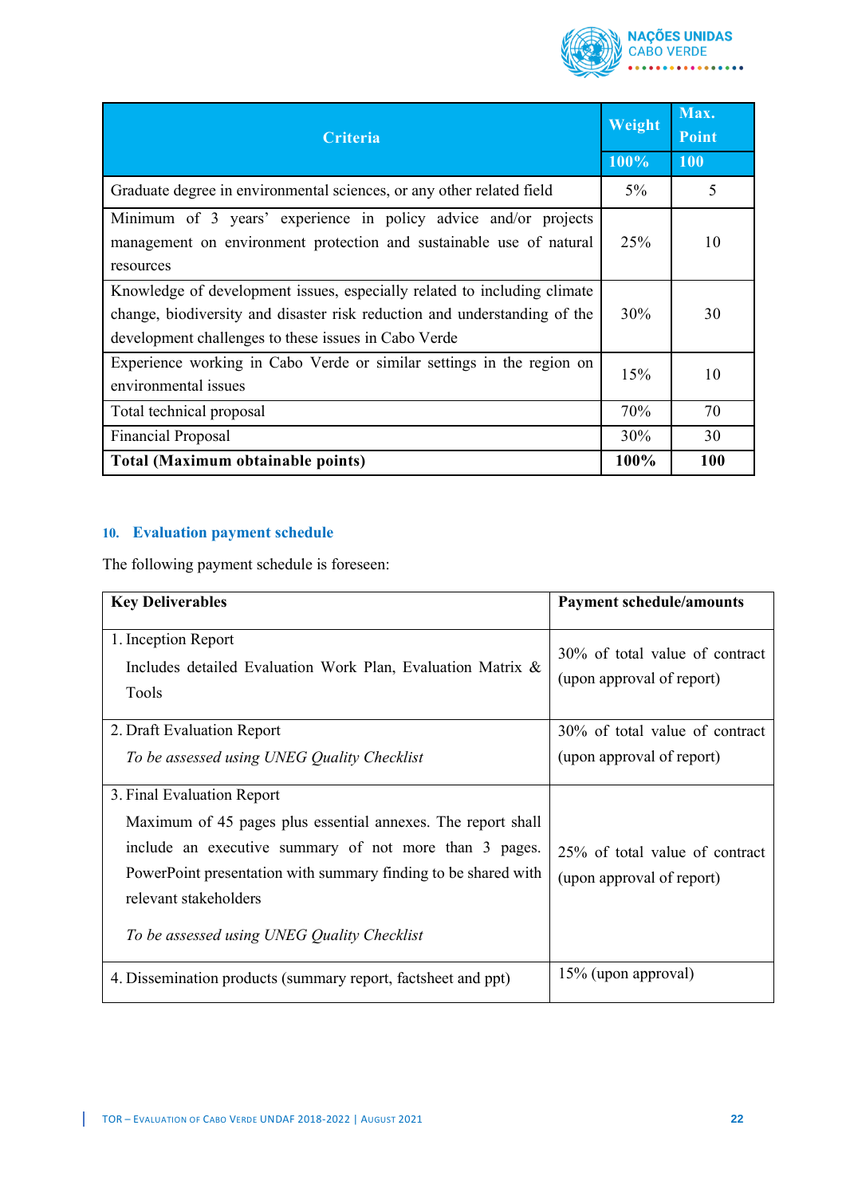| Criteria | Weight | Max. Point |
|---|---|---|
| | 100% | 100 |
| Graduate degree in environmental sciences, or any other related field | 5% | 5 |
| Minimum of 3 years' experience in policy advice and/or projects management on environment protection and sustainable use of natural resources | 25% | 10 |
| Knowledge of development issues, especially related to including climate change, biodiversity and disaster risk reduction and understanding of the development challenges to these issues in Cabo Verde | 30% | 30 |
| Experience working in Cabo Verde or similar settings in the region on environmental issues | 15% | 10 |
| Total technical proposal | 70% | 70 |
| Financial Proposal | 30% | 30 |
| **Total (Maximum obtainable points)** | **100%** | **100** |

## 10. Evaluation payment schedule

The following payment schedule is foreseen:

| Key Deliverables | Payment schedule/amounts |
|---|---|
| 1. Inception Report<br>Includes detailed Evaluation Work Plan, Evaluation Matrix & Tools | 30% of total value of contract (upon approval of report) |
| 2. Draft Evaluation Report<br>*To be assessed using UNEG Quality Checklist* | 30% of total value of contract (upon approval of report) |
| 3. Final Evaluation Report<br>Maximum of 45 pages plus essential annexes. The report shall include an executive summary of not more than 3 pages. PowerPoint presentation with summary finding to be shared with relevant stakeholders<br>*To be assessed using UNEG Quality Checklist* | 25% of total value of contract (upon approval of report) |
| 4. Dissemination products (summary report, factsheet and ppt) | 15% (upon approval) |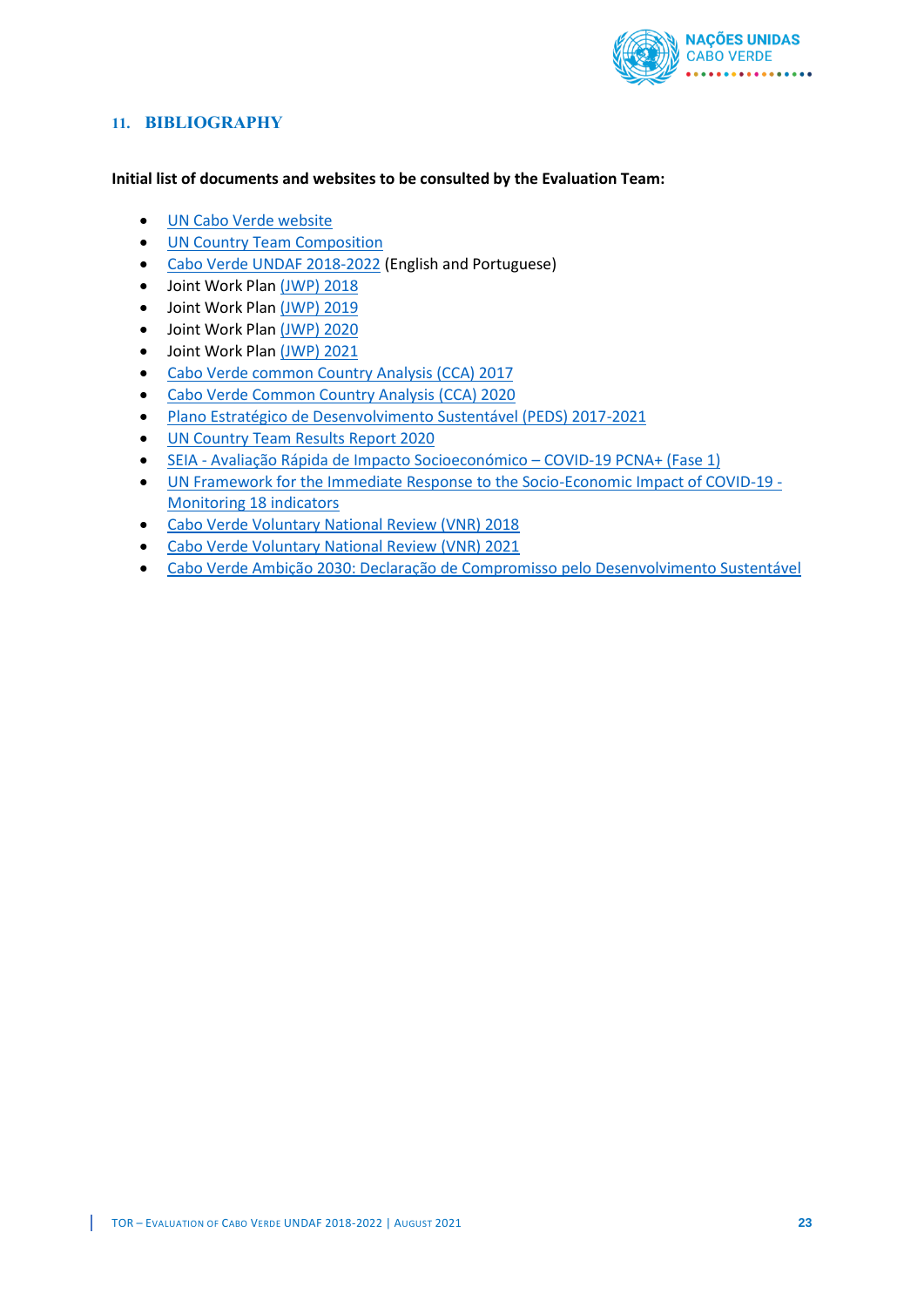## 11. BIBLIOGRAPHY

**Initial list of documents and websites to be consulted by the Evaluation Team:**

- UN Cabo Verde website
- UN Country Team Composition
- Cabo Verde UNDAF 2018-2022 (English and Portuguese)
- Joint Work Plan (JWP) 2018
- Joint Work Plan (JWP) 2019
- Joint Work Plan (JWP) 2020
- Joint Work Plan (JWP) 2021
- Cabo Verde common Country Analysis (CCA) 2017
- Cabo Verde Common Country Analysis (CCA) 2020
- Plano Estratégico de Desenvolvimento Sustentável (PEDS) 2017-2021
- UN Country Team Results Report 2020
- SEIA - Avaliação Rápida de Impacto Socioeconómico – COVID-19 PCNA+ (Fase 1)
- UN Framework for the Immediate Response to the Socio-Economic Impact of COVID-19 - Monitoring 18 indicators
- Cabo Verde Voluntary National Review (VNR) 2018
- Cabo Verde Voluntary National Review (VNR) 2021
- Cabo Verde Ambição 2030: Declaração de Compromisso pelo Desenvolvimento Sustentável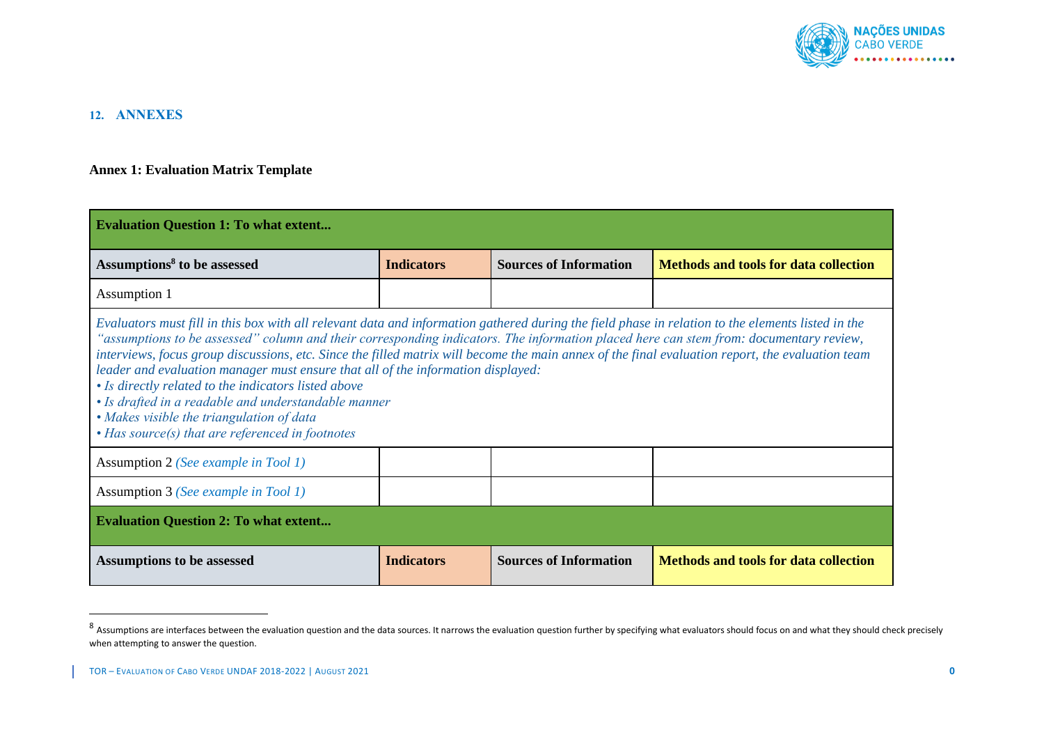## 12. ANNEXES

### Annex 1: Evaluation Matrix Template

| Evaluation Question 1: To what extent... | | | |
|---|---|---|---|
| **Assumptions[8] to be assessed** | **Indicators** | **Sources of Information** | **Methods and tools for data collection** |
| Assumption 1 | | | |
| *Evaluators must fill in this box with all relevant data and information gathered during the field phase in relation to the elements listed in the "assumptions to be assessed" column and their corresponding indicators. The information placed here can stem from: documentary review, interviews, focus group discussions, etc. Since the filled matrix will become the main annex of the final evaluation report, the evaluation team leader and evaluation manager must ensure that all of the information displayed:* *• Is directly related to the indicators listed above* *• Is drafted in a readable and understandable manner* *• Makes visible the triangulation of data* *• Has source(s) that are referenced in footnotes* | | | |
| Assumption 2 *(See example in Tool 1)* | | | |
| Assumption 3 *(See example in Tool 1)* | | | |
| **Evaluation Question 2: To what extent...** | | | |
| **Assumptions to be assessed** | **Indicators** | **Sources of Information** | **Methods and tools for data collection** |

[8] Assumptions are interfaces between the evaluation question and the data sources. It narrows the evaluation question further by specifying what evaluators should focus on and what they should check precisely when attempting to answer the question.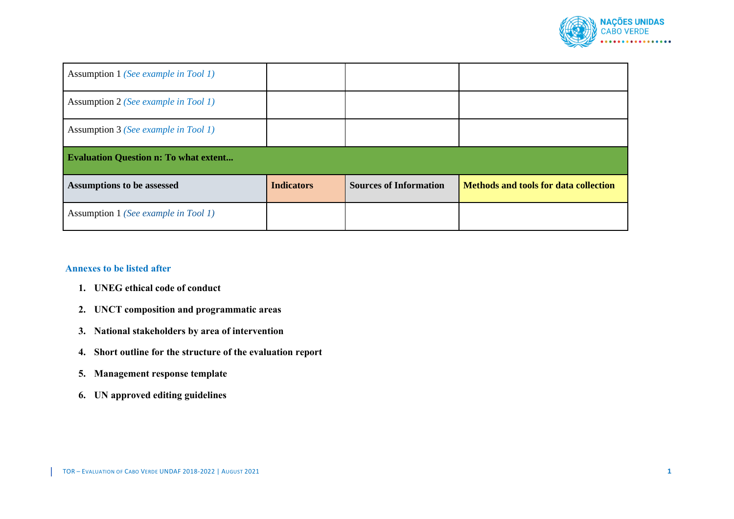| | | | |
|---|---|---|---|
| Assumption 1 *(See example in Tool 1)* | | | |
| Assumption 2 *(See example in Tool 1)* | | | |
| Assumption 3 *(See example in Tool 1)* | | | |
| **Evaluation Question n: To what extent...** | | | |
| **Assumptions to be assessed** | **Indicators** | **Sources of Information** | **Methods and tools for data collection** |
| Assumption 1 *(See example in Tool 1)* | | | |

### Annexes to be listed after

1. **UNEG ethical code of conduct**
2. **UNCT composition and programmatic areas**
3. **National stakeholders by area of intervention**
4. **Short outline for the structure of the evaluation report**
5. **Management response template**
6. **UN approved editing guidelines**